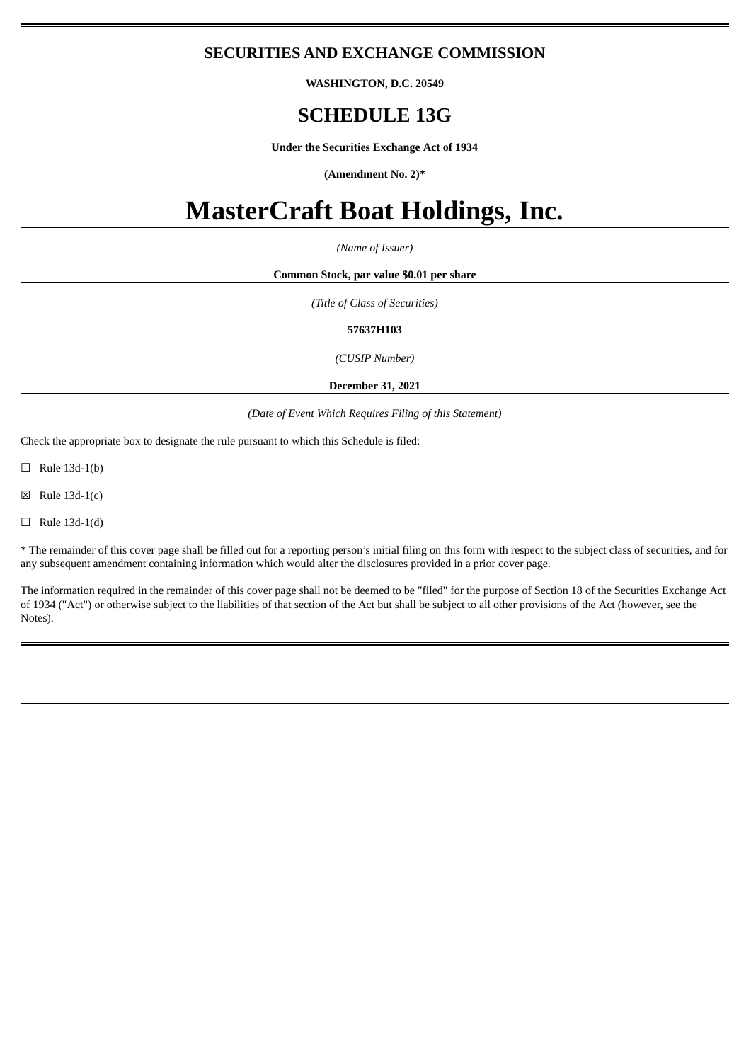## SECURITIES AND EXCHANGE COMMISSION

**WASHINGTON, D.C. 20549**

# SCHEDULE 13G

**Under the Securities Exchange Act of 1934**

**(Amendment No. 2)***

# MasterCraft Boat Holdings, Inc.

*(Name of Issuer)*

**Common Stock, par value $0.01 per share**

*(Title of Class of Securities)*

**57637H103**

*(CUSIP Number)*

**December 31, 2021**

*(Date of Event Which Requires Filing of this Statement)*

Check the appropriate box to designate the rule pursuant to which this Schedule is filed:

☐ Rule 13d-1(b)

☒ Rule 13d-1(c)

☐ Rule 13d-1(d)

* The remainder of this cover page shall be filled out for a reporting person's initial filing on this form with respect to the subject class of securities, and for any subsequent amendment containing information which would alter the disclosures provided in a prior cover page.

The information required in the remainder of this cover page shall not be deemed to be "filed" for the purpose of Section 18 of the Securities Exchange Act of 1934 ("Act") or otherwise subject to the liabilities of that section of the Act but shall be subject to all other provisions of the Act (however, see the Notes).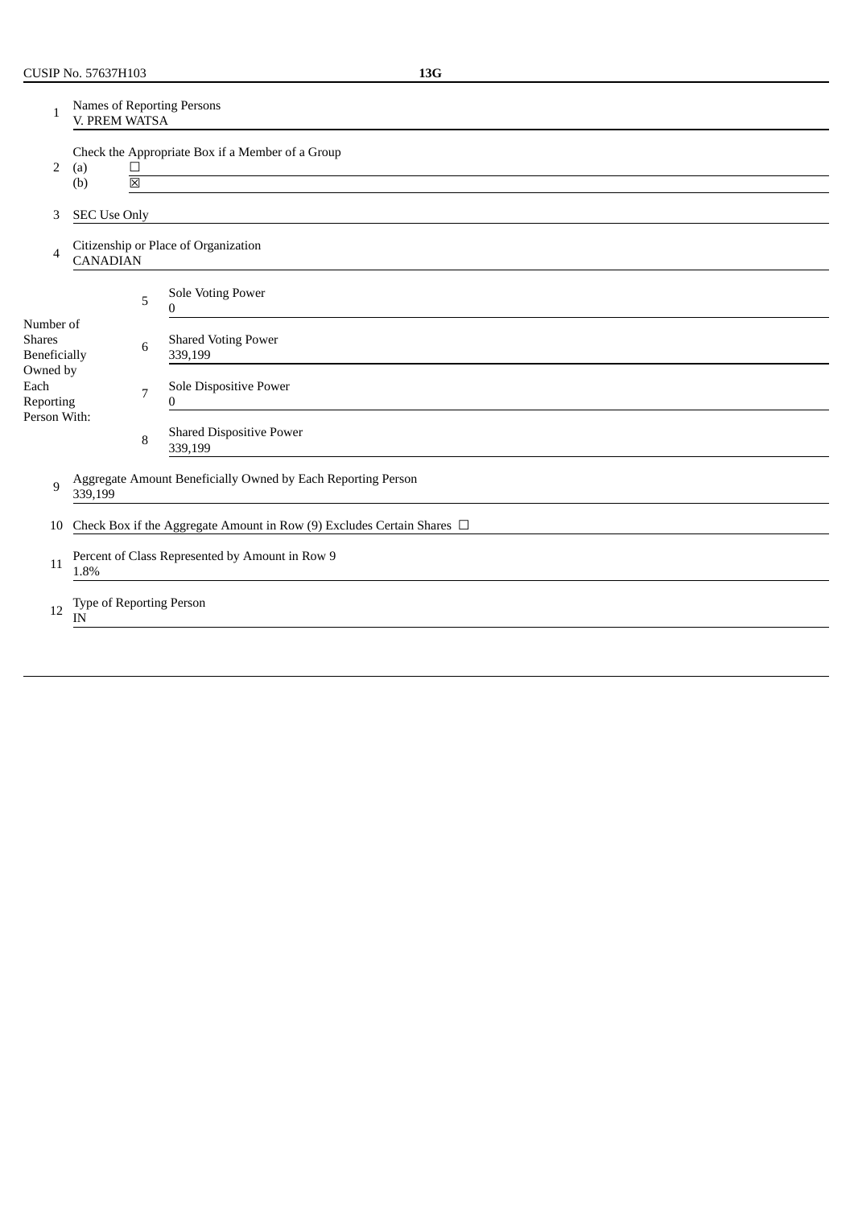CUSIP No. 57637H103 **13G**

| | | |
|---|---|---|
| 1 | Names of Reporting Persons<br>V. PREM WATSA | |
| 2 | Check the Appropriate Box if a Member of a Group<br>(a) ☐<br>(b) ☒ | |
| 3 | SEC Use Only | |
| 4 | Citizenship or Place of Organization<br>CANADIAN | |
| Number of Shares Beneficially Owned by Each Reporting Person With: | 5 | Sole Voting Power<br>0 |
| | 6 | Shared Voting Power<br>339,199 |
| | 7 | Sole Dispositive Power<br>0 |
| | 8 | Shared Dispositive Power<br>339,199 |
| 9 | Aggregate Amount Beneficially Owned by Each Reporting Person<br>339,199 | |
| 10 | Check Box if the Aggregate Amount in Row (9) Excludes Certain Shares ☐ | |
| 11 | Percent of Class Represented by Amount in Row 9<br>1.8% | |
| 12 | Type of Reporting Person<br>IN | |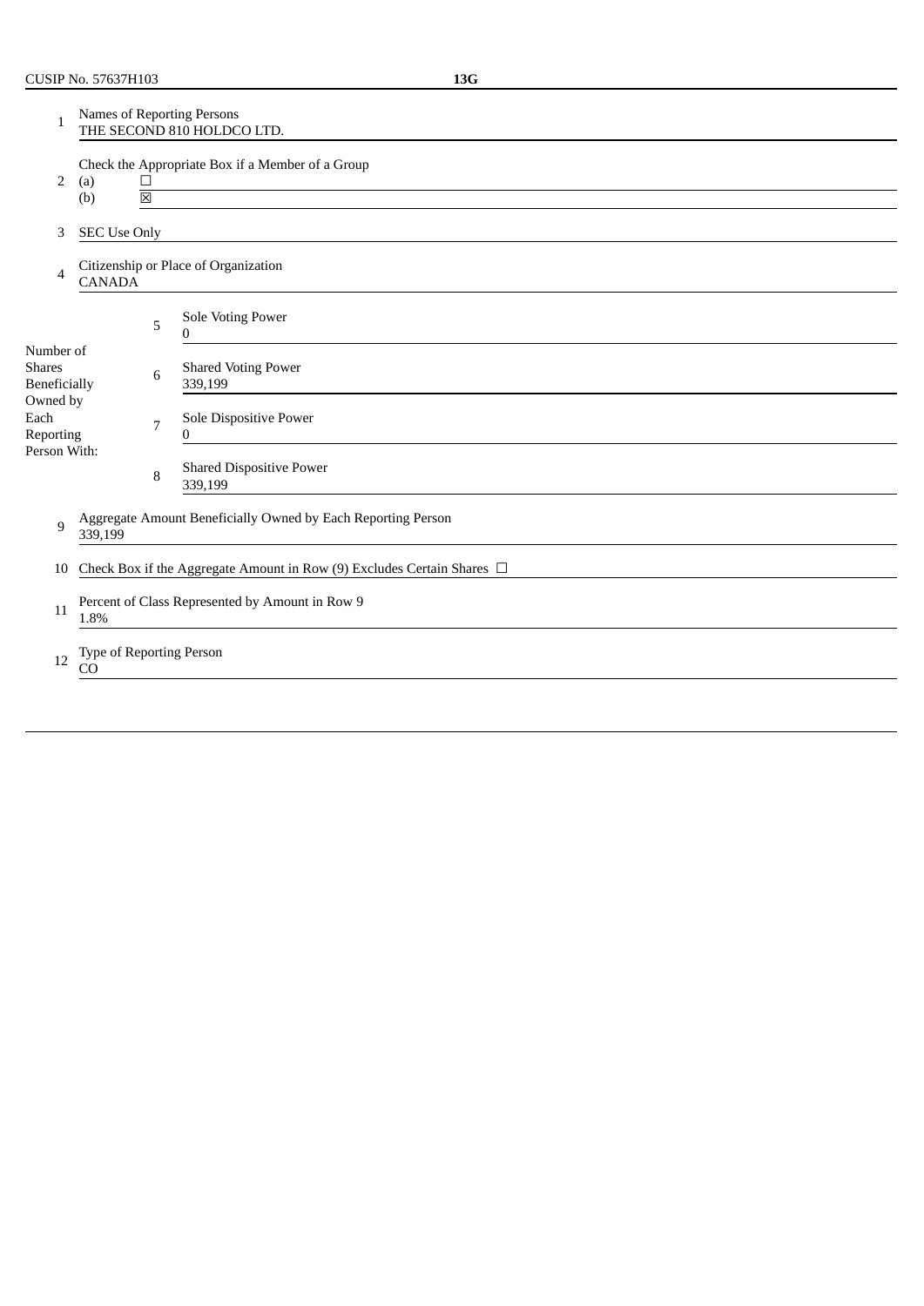CUSIP No. 57637H103 **13G**

| | | | |
|---|---|---|---|
| 1 | Names of Reporting Persons<br>THE SECOND 810 HOLDCO LTD. | | |
| 2 | Check the Appropriate Box if a Member of a Group<br>(a) ☐<br>(b) ☒ | | |
| 3 | SEC Use Only | | |
| 4 | Citizenship or Place of Organization<br>CANADA | | |
| Number of Shares Beneficially Owned by Each Reporting Person With: | 5 | Sole Voting Power<br>0 | |
| | 6 | Shared Voting Power<br>339,199 | |
| | 7 | Sole Dispositive Power<br>0 | |
| | 8 | Shared Dispositive Power<br>339,199 | |
| 9 | Aggregate Amount Beneficially Owned by Each Reporting Person<br>339,199 | | |
| 10 | Check Box if the Aggregate Amount in Row (9) Excludes Certain Shares ☐ | | |
| 11 | Percent of Class Represented by Amount in Row 9<br>1.8% | | |
| 12 | Type of Reporting Person<br>CO | | |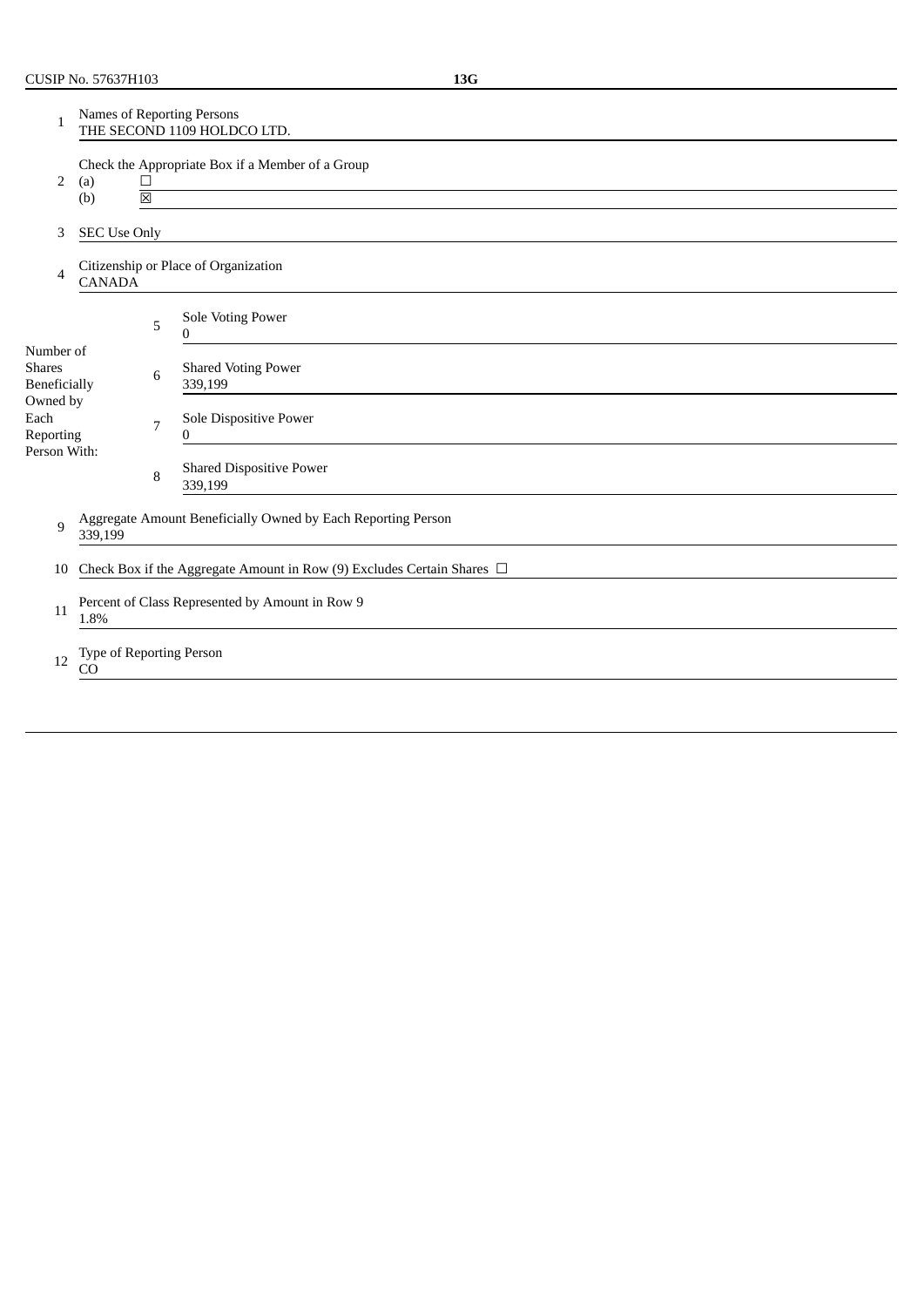CUSIP No. 57637H103 **13G**

| | | | |
|---|---|---|---|
| 1 | Names of Reporting Persons<br>THE SECOND 1109 HOLDCO LTD. | | |
| 2 | Check the Appropriate Box if a Member of a Group<br>(a) ☐<br>(b) ☒ | | |
| 3 | SEC Use Only | | |
| 4 | Citizenship or Place of Organization<br>CANADA | | |
| Number of Shares Beneficially Owned by Each Reporting Person With: | 5 | Sole Voting Power<br>0 | |
| | 6 | Shared Voting Power<br>339,199 | |
| | 7 | Sole Dispositive Power<br>0 | |
| | 8 | Shared Dispositive Power<br>339,199 | |
| 9 | Aggregate Amount Beneficially Owned by Each Reporting Person<br>339,199 | | |
| 10 | Check Box if the Aggregate Amount in Row (9) Excludes Certain Shares ☐ | | |
| 11 | Percent of Class Represented by Amount in Row 9<br>1.8% | | |
| 12 | Type of Reporting Person<br>CO | | |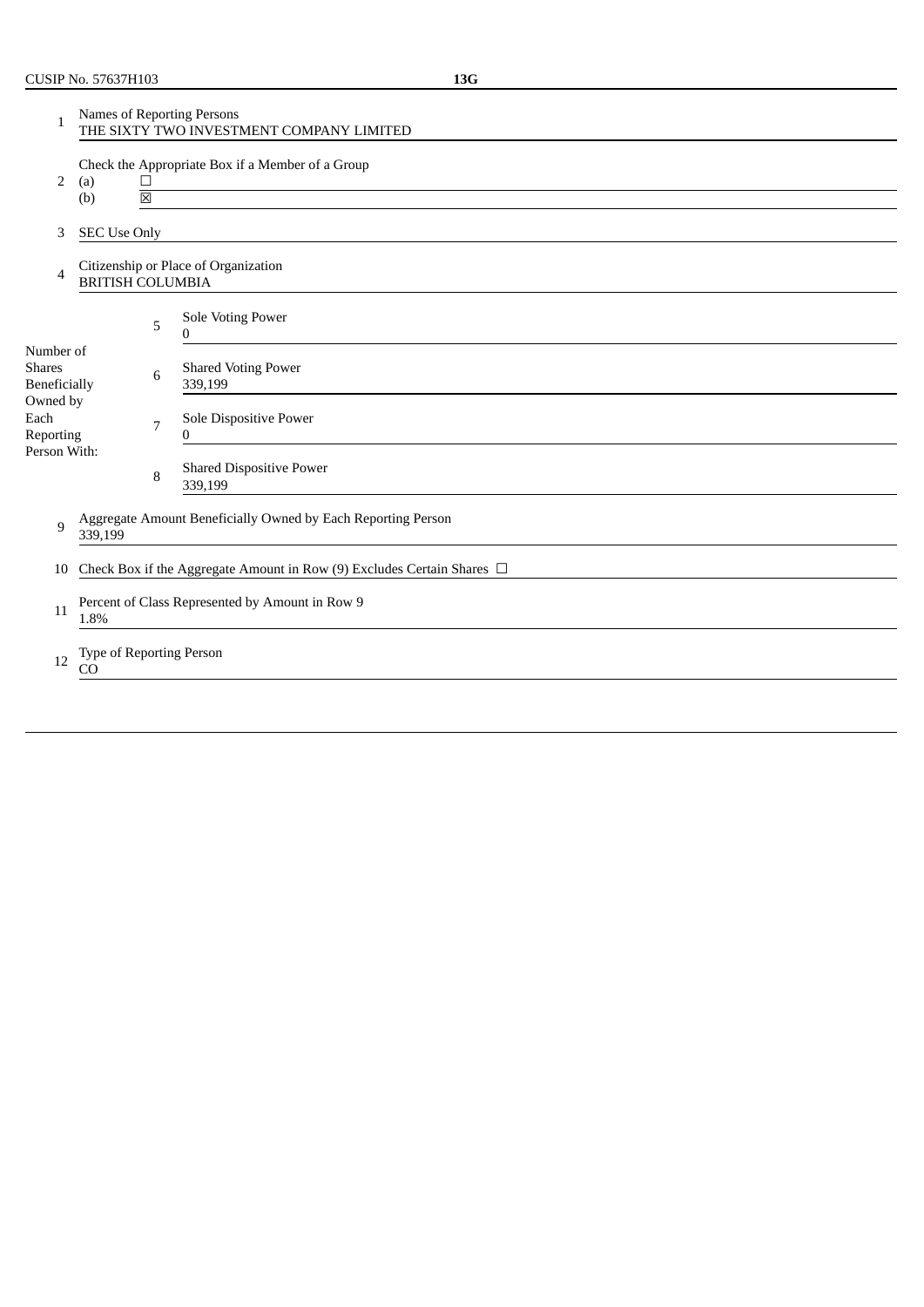CUSIP No. 57637H103 **13G**

| | | | |
|---|---|---|---|
| 1 | Names of Reporting Persons<br>THE SIXTY TWO INVESTMENT COMPANY LIMITED | | |
| 2 | Check the Appropriate Box if a Member of a Group<br>(a) ☐<br>(b) ☒ | | |
| 3 | SEC Use Only | | |
| 4 | Citizenship or Place of Organization<br>BRITISH COLUMBIA | | |
| Number of Shares Beneficially Owned by Each Reporting Person With: | 5 | Sole Voting Power<br>0 | |
| | 6 | Shared Voting Power<br>339,199 | |
| | 7 | Sole Dispositive Power<br>0 | |
| | 8 | Shared Dispositive Power<br>339,199 | |
| 9 | Aggregate Amount Beneficially Owned by Each Reporting Person<br>339,199 | | |
| 10 | Check Box if the Aggregate Amount in Row (9) Excludes Certain Shares ☐ | | |
| 11 | Percent of Class Represented by Amount in Row 9<br>1.8% | | |
| 12 | Type of Reporting Person<br>CO | | |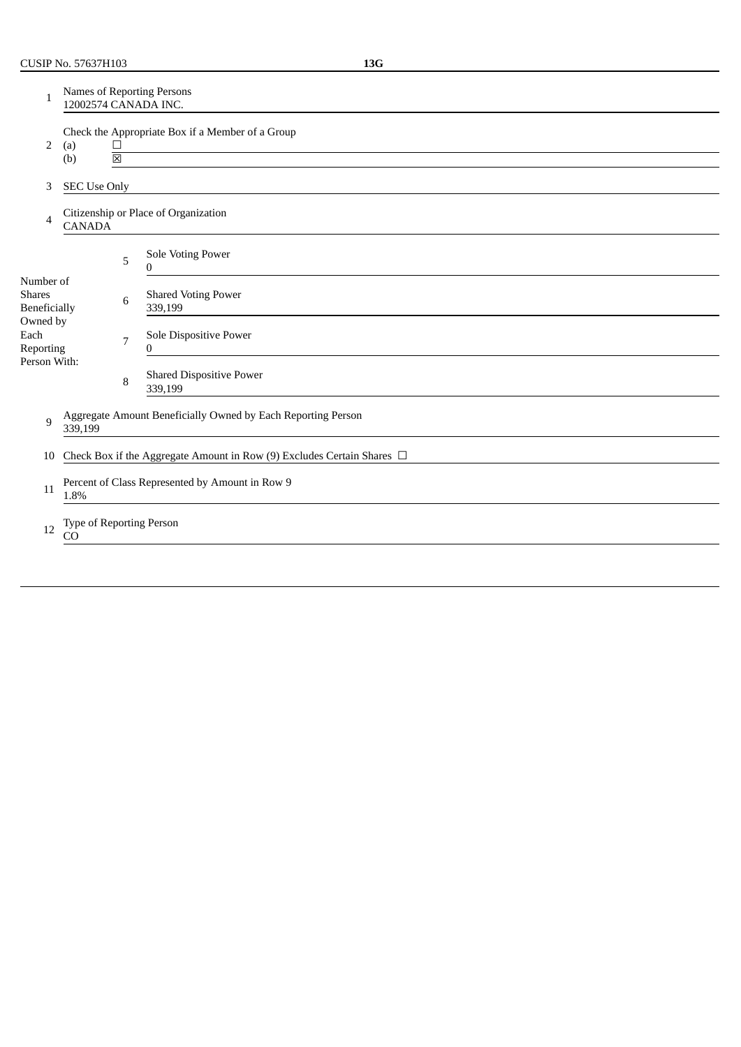CUSIP No. 57637H103 **13G**

| | | |
|---|---|---|
| 1 | Names of Reporting Persons<br>12002574 CANADA INC. | |
| 2 | Check the Appropriate Box if a Member of a Group<br>(a) ☐<br>(b) ☒ | |
| 3 | SEC Use Only | |
| 4 | Citizenship or Place of Organization<br>CANADA | |
| Number of Shares Beneficially Owned by Each Reporting Person With: | 5 | Sole Voting Power<br>0 |
| | 6 | Shared Voting Power<br>339,199 |
| | 7 | Sole Dispositive Power<br>0 |
| | 8 | Shared Dispositive Power<br>339,199 |
| 9 | Aggregate Amount Beneficially Owned by Each Reporting Person<br>339,199 | |
| 10 | Check Box if the Aggregate Amount in Row (9) Excludes Certain Shares ☐ | |
| 11 | Percent of Class Represented by Amount in Row 9<br>1.8% | |
| 12 | Type of Reporting Person<br>CO | |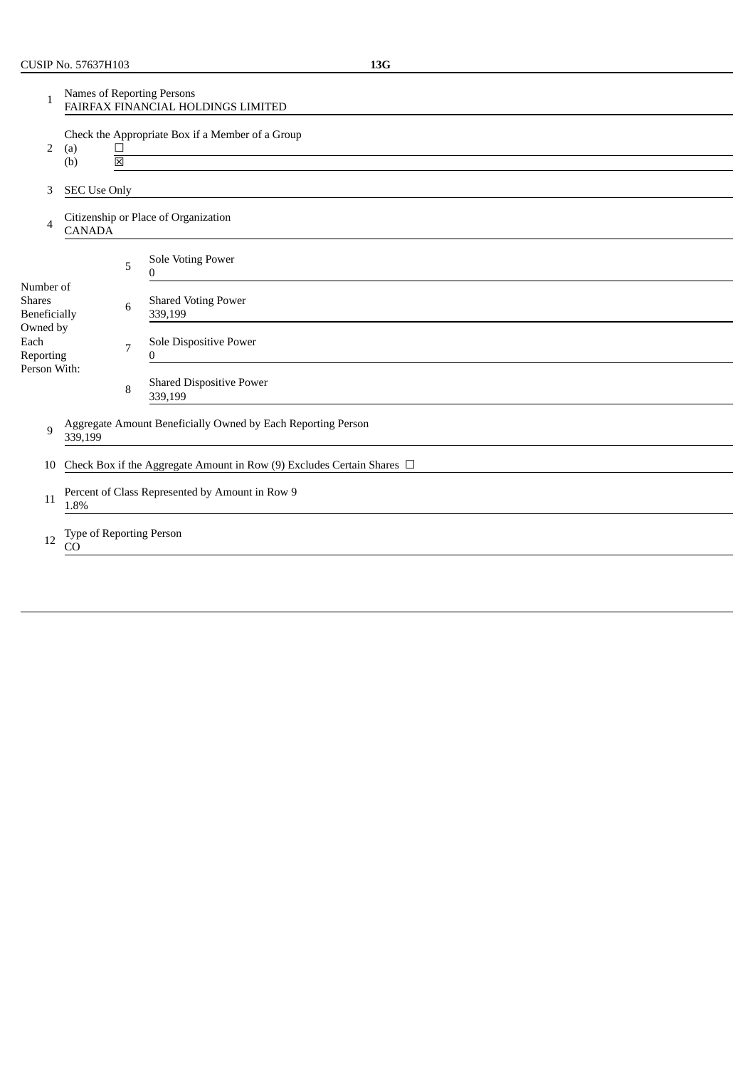CUSIP No. 57637H103 **13G**

| | | | |
|---|---|---|---|
| 1 | Names of Reporting Persons<br>FAIRFAX FINANCIAL HOLDINGS LIMITED | | |
| 2 | Check the Appropriate Box if a Member of a Group<br>(a) ☐<br>(b) ☒ | | |
| 3 | SEC Use Only | | |
| 4 | Citizenship or Place of Organization<br>CANADA | | |
| Number of Shares Beneficially Owned by Each Reporting Person With: | 5 | Sole Voting Power<br>0 | |
| | 6 | Shared Voting Power<br>339,199 | |
| | 7 | Sole Dispositive Power<br>0 | |
| | 8 | Shared Dispositive Power<br>339,199 | |
| 9 | Aggregate Amount Beneficially Owned by Each Reporting Person<br>339,199 | | |
| 10 | Check Box if the Aggregate Amount in Row (9) Excludes Certain Shares ☐ | | |
| 11 | Percent of Class Represented by Amount in Row 9<br>1.8% | | |
| 12 | Type of Reporting Person<br>CO | | |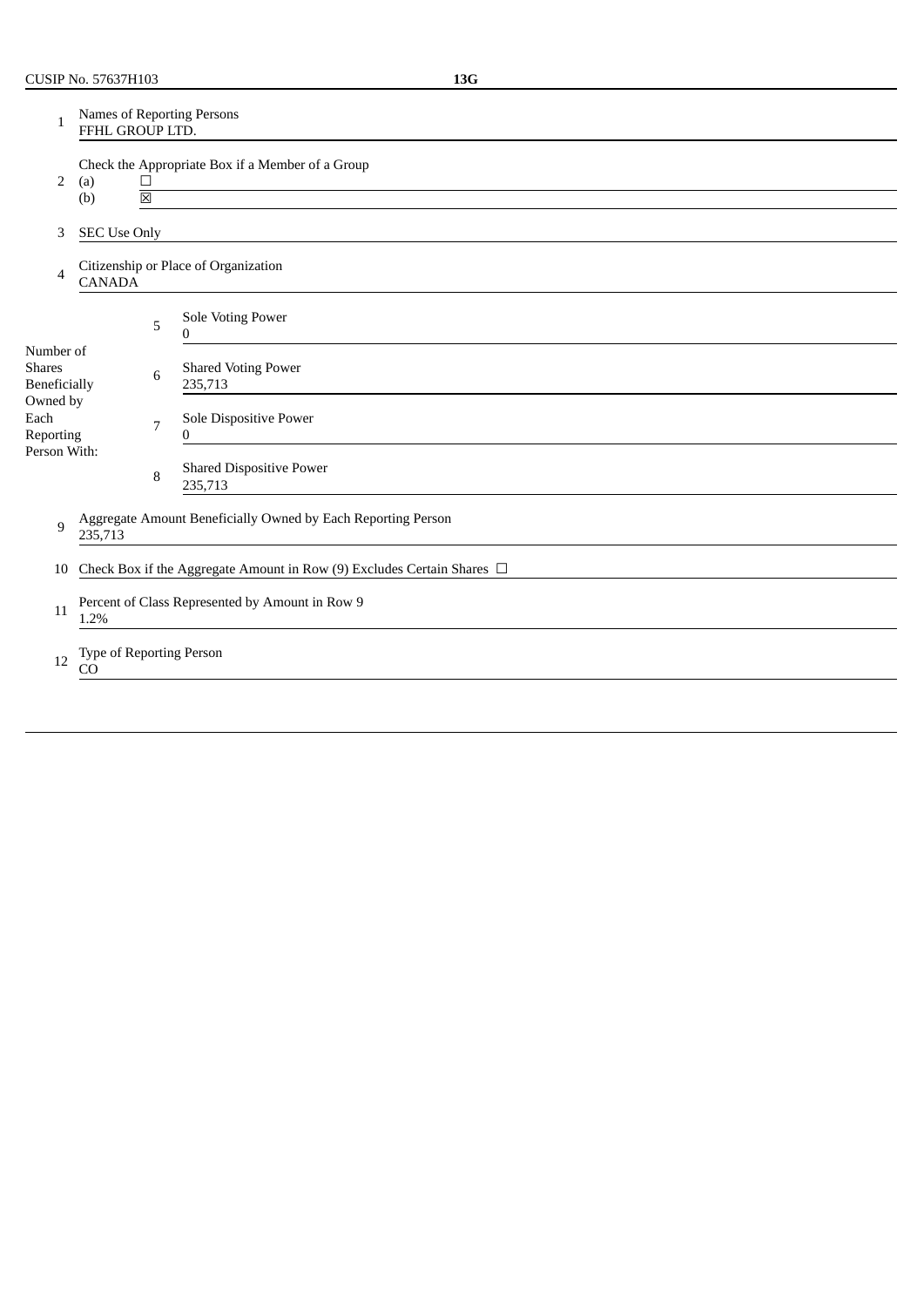CUSIP No. 57637H103 **13G**

| | | | |
|---|---|---|---|
| 1 | Names of Reporting Persons<br>FFHL GROUP LTD. | | |
| 2 | Check the Appropriate Box if a Member of a Group<br>(a) ☐<br>(b) ☒ | | |
| 3 | SEC Use Only | | |
| 4 | Citizenship or Place of Organization<br>CANADA | | |
| Number of Shares Beneficially Owned by Each Reporting Person With: | | 5 | Sole Voting Power<br>0 |
| | | 6 | Shared Voting Power<br>235,713 |
| | | 7 | Sole Dispositive Power<br>0 |
| | | 8 | Shared Dispositive Power<br>235,713 |
| 9 | Aggregate Amount Beneficially Owned by Each Reporting Person<br>235,713 | | |
| 10 | Check Box if the Aggregate Amount in Row (9) Excludes Certain Shares ☐ | | |
| 11 | Percent of Class Represented by Amount in Row 9<br>1.2% | | |
| 12 | Type of Reporting Person<br>CO | | |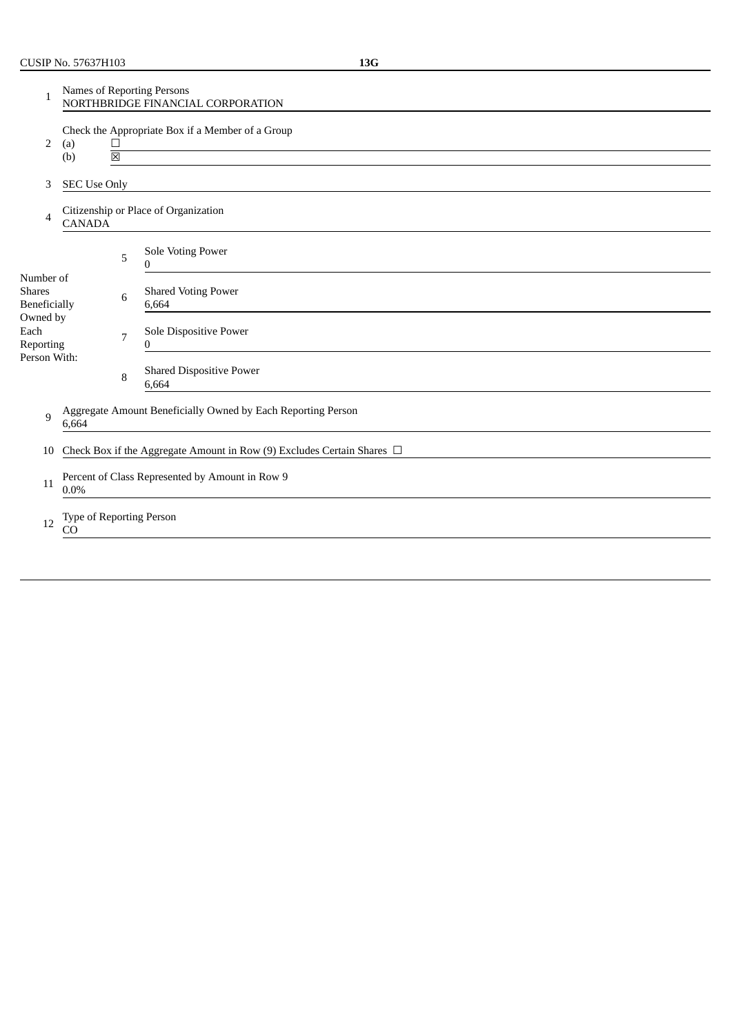CUSIP No. 57637H103 **13G**

| | | | |
|---|---|---|---|
| 1 | Names of Reporting Persons<br>NORTHBRIDGE FINANCIAL CORPORATION | | |
| 2 | Check the Appropriate Box if a Member of a Group<br>(a) ☐<br>(b) ☒ | | |
| 3 | SEC Use Only | | |
| 4 | Citizenship or Place of Organization<br>CANADA | | |
| Number of Shares Beneficially Owned by Each Reporting Person With: | 5 | Sole Voting Power<br>0 | |
| | 6 | Shared Voting Power<br>6,664 | |
| | 7 | Sole Dispositive Power<br>0 | |
| | 8 | Shared Dispositive Power<br>6,664 | |
| 9 | Aggregate Amount Beneficially Owned by Each Reporting Person<br>6,664 | | |
| 10 | Check Box if the Aggregate Amount in Row (9) Excludes Certain Shares ☐ | | |
| 11 | Percent of Class Represented by Amount in Row 9<br>0.0% | | |
| 12 | Type of Reporting Person<br>CO | | |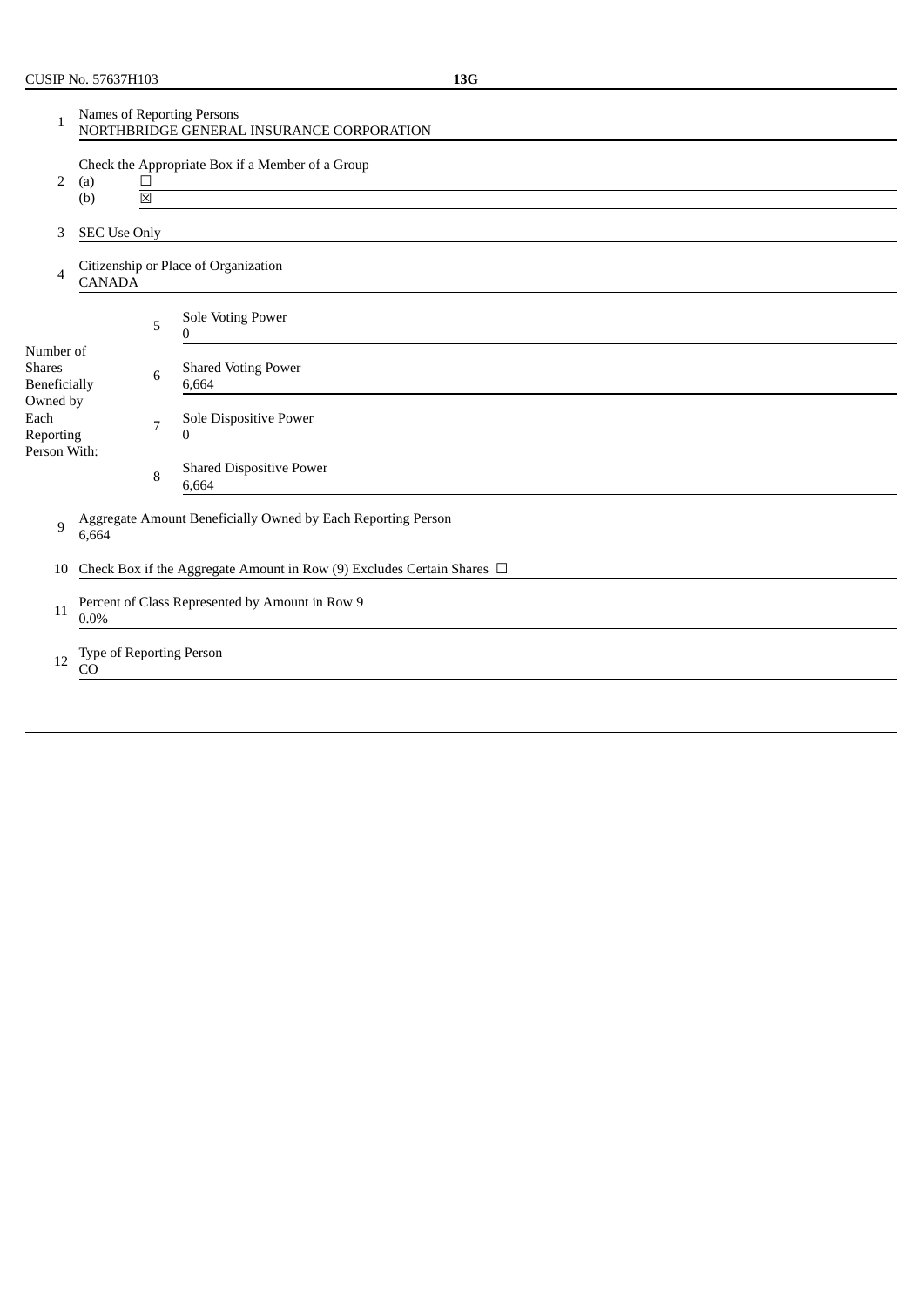CUSIP No. 57637H103 **13G**

| | | |
|---|---|---|
| 1 | Names of Reporting Persons<br>NORTHBRIDGE GENERAL INSURANCE CORPORATION | |
| 2 | Check the Appropriate Box if a Member of a Group<br>(a) ☐<br>(b) ☒ | |
| 3 | SEC Use Only | |
| 4 | Citizenship or Place of Organization<br>CANADA | |

| Number of Shares Beneficially Owned by Each Reporting Person With: | | |
|---|---|---|
| | 5 | Sole Voting Power<br>0 |
| | 6 | Shared Voting Power<br>6,664 |
| | 7 | Sole Dispositive Power<br>0 |
| | 8 | Shared Dispositive Power<br>6,664 |

| | |
|---|---|
| 9 | Aggregate Amount Beneficially Owned by Each Reporting Person<br>6,664 |
| 10 | Check Box if the Aggregate Amount in Row (9) Excludes Certain Shares ☐ |
| 11 | Percent of Class Represented by Amount in Row 9<br>0.0% |
| 12 | Type of Reporting Person<br>CO |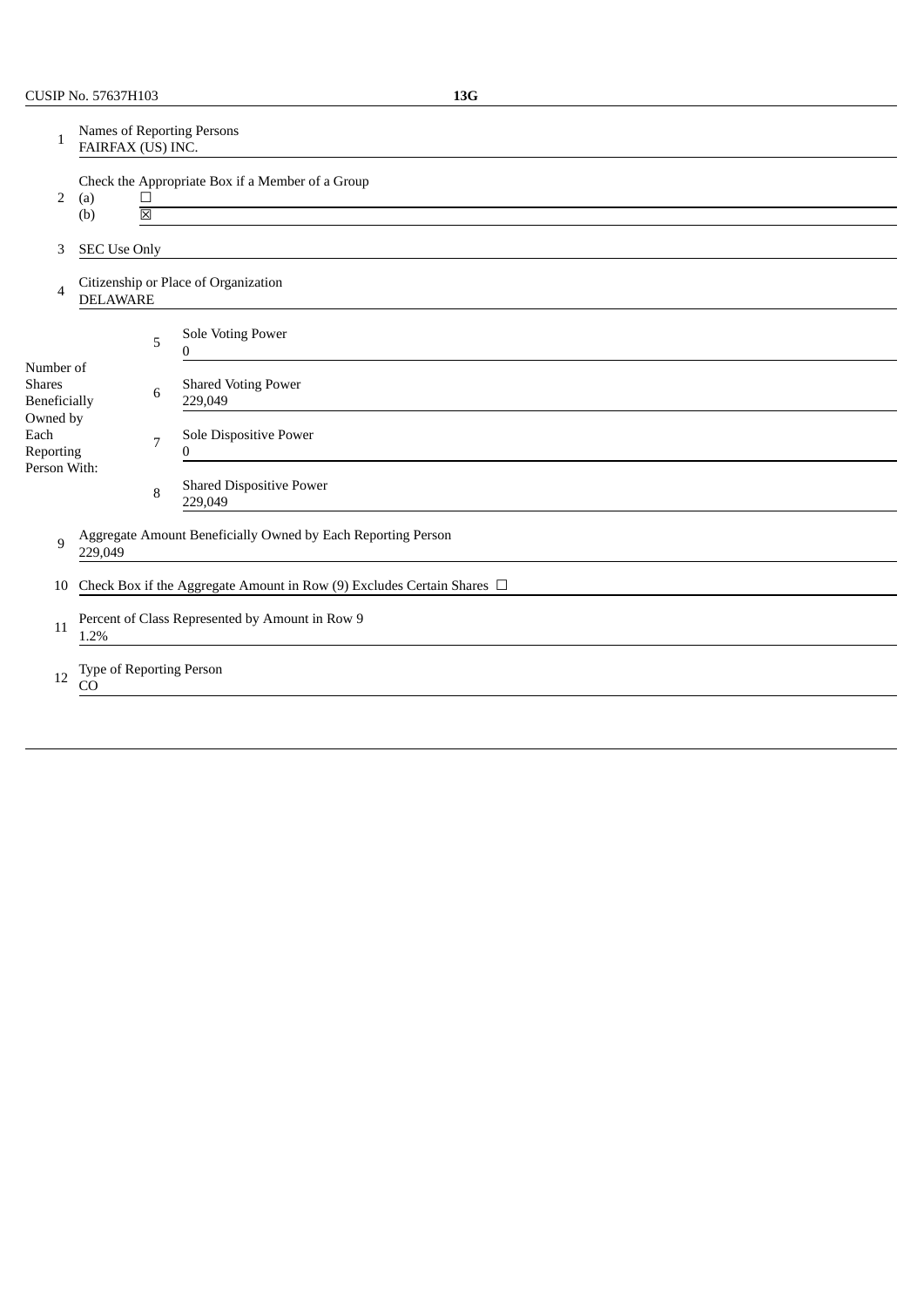CUSIP No. 57637H103 **13G**

| | | | |
|---|---|---|---|
| 1 | Names of Reporting Persons<br>FAIRFAX (US) INC. | | |
| 2 | Check the Appropriate Box if a Member of a Group<br>(a) ☐<br>(b) ☒ | | |
| 3 | SEC Use Only | | |
| 4 | Citizenship or Place of Organization<br>DELAWARE | | |
| Number of Shares Beneficially Owned by Each Reporting Person With: | | 5 | Sole Voting Power<br>0 |
| | | 6 | Shared Voting Power<br>229,049 |
| | | 7 | Sole Dispositive Power<br>0 |
| | | 8 | Shared Dispositive Power<br>229,049 |
| 9 | Aggregate Amount Beneficially Owned by Each Reporting Person<br>229,049 | | |
| 10 | Check Box if the Aggregate Amount in Row (9) Excludes Certain Shares ☐ | | |
| 11 | Percent of Class Represented by Amount in Row 9<br>1.2% | | |
| 12 | Type of Reporting Person<br>CO | | |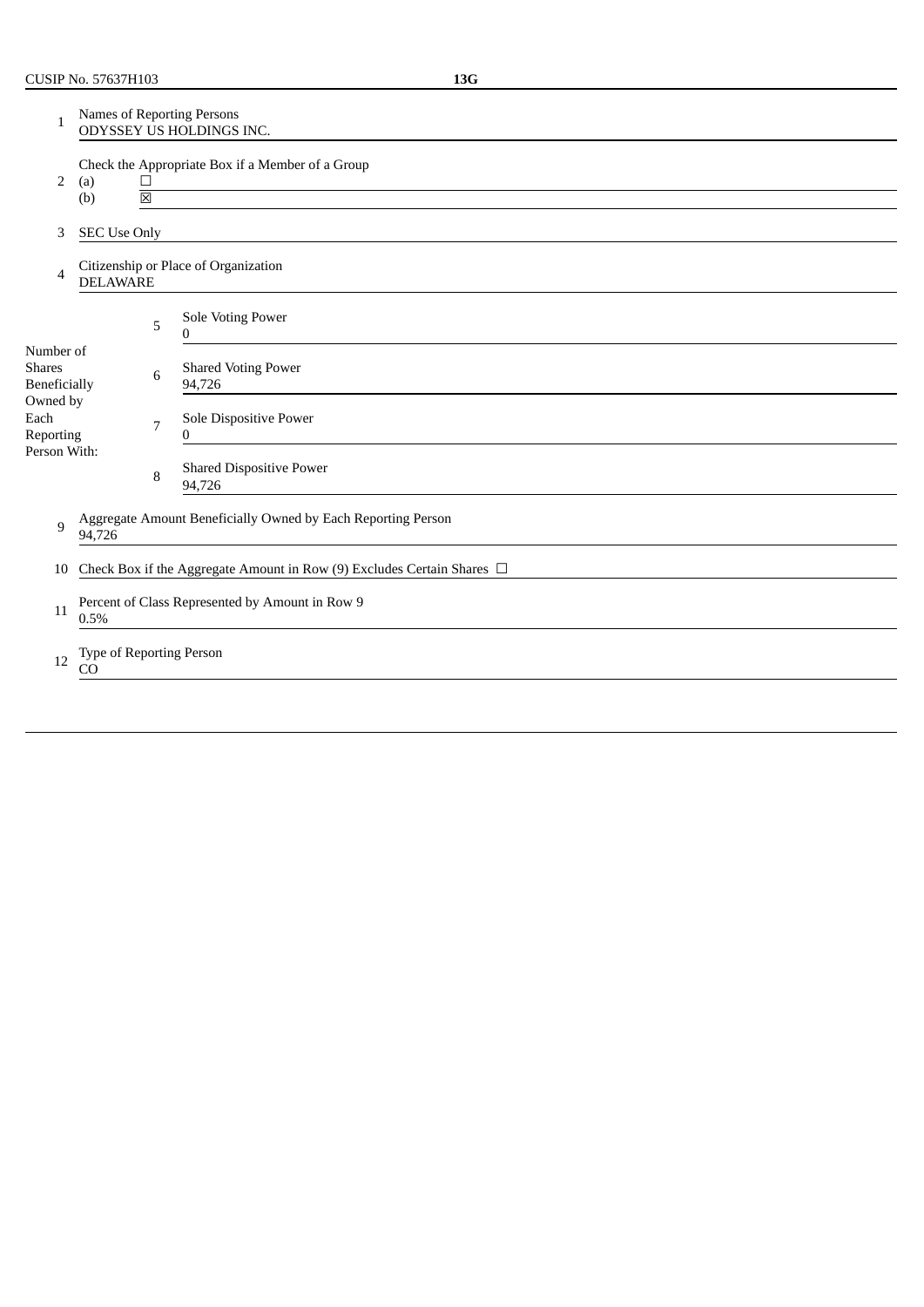CUSIP No. 57637H103 **13G**

| | | | |
|---|---|---|---|
| 1 | Names of Reporting Persons<br>ODYSSEY US HOLDINGS INC. | | |
| 2 | Check the Appropriate Box if a Member of a Group<br>(a) ☐<br>(b) ☒ | | |
| 3 | SEC Use Only | | |
| 4 | Citizenship or Place of Organization<br>DELAWARE | | |
| Number of Shares Beneficially Owned by Each Reporting Person With: | 5 | Sole Voting Power<br>0 | |
| | 6 | Shared Voting Power<br>94,726 | |
| | 7 | Sole Dispositive Power<br>0 | |
| | 8 | Shared Dispositive Power<br>94,726 | |
| 9 | Aggregate Amount Beneficially Owned by Each Reporting Person<br>94,726 | | |
| 10 | Check Box if the Aggregate Amount in Row (9) Excludes Certain Shares ☐ | | |
| 11 | Percent of Class Represented by Amount in Row 9<br>0.5% | | |
| 12 | Type of Reporting Person<br>CO | | |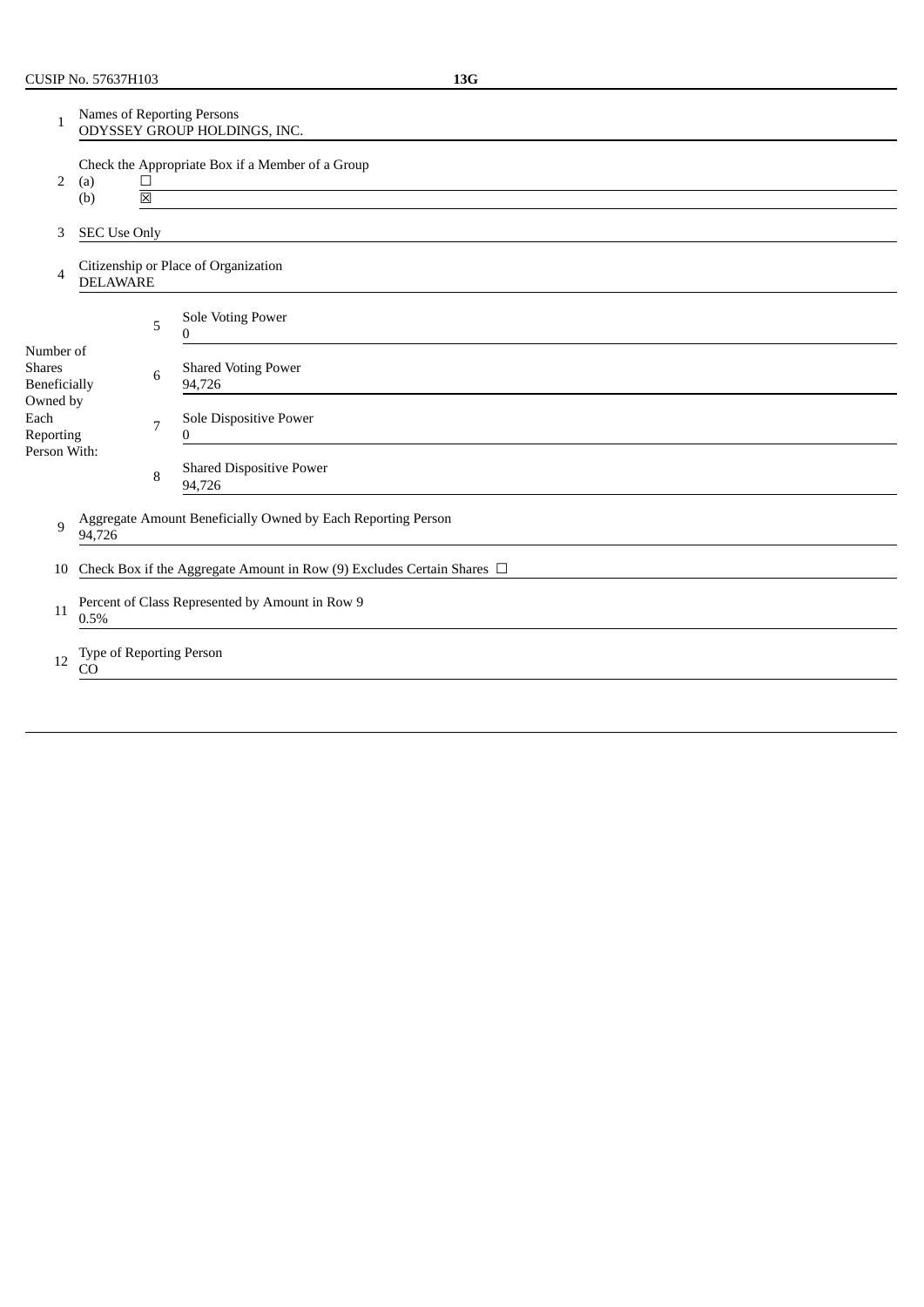CUSIP No. 57637H103 **13G**

| | | |
|---|---|---|
| 1 | Names of Reporting Persons<br>ODYSSEY GROUP HOLDINGS, INC. | |
| 2 | Check the Appropriate Box if a Member of a Group<br>(a) ☐<br>(b) ☒ | |
| 3 | SEC Use Only | |
| 4 | Citizenship or Place of Organization<br>DELAWARE | |
| Number of Shares Beneficially Owned by Each Reporting Person With: | 5 | Sole Voting Power<br>0 |
| | 6 | Shared Voting Power<br>94,726 |
| | 7 | Sole Dispositive Power<br>0 |
| | 8 | Shared Dispositive Power<br>94,726 |
| 9 | Aggregate Amount Beneficially Owned by Each Reporting Person<br>94,726 | |
| 10 | Check Box if the Aggregate Amount in Row (9) Excludes Certain Shares ☐ | |
| 11 | Percent of Class Represented by Amount in Row 9<br>0.5% | |
| 12 | Type of Reporting Person<br>CO | |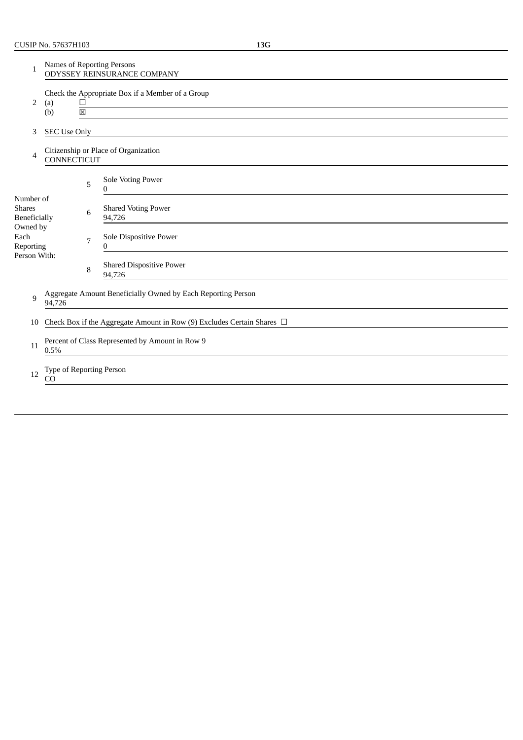CUSIP No. 57637H103 **13G**

| | | | |
|---|---|---|---|
| 1 | Names of Reporting Persons<br>ODYSSEY REINSURANCE COMPANY | | |
| 2 | Check the Appropriate Box if a Member of a Group<br>(a) ☐<br>(b) ☒ | | |
| 3 | SEC Use Only | | |
| 4 | Citizenship or Place of Organization<br>CONNECTICUT | | |
| Number of Shares Beneficially Owned by Each Reporting Person With: | 5 | Sole Voting Power<br>0 | |
| | 6 | Shared Voting Power<br>94,726 | |
| | 7 | Sole Dispositive Power<br>0 | |
| | 8 | Shared Dispositive Power<br>94,726 | |
| 9 | Aggregate Amount Beneficially Owned by Each Reporting Person<br>94,726 | | |
| 10 | Check Box if the Aggregate Amount in Row (9) Excludes Certain Shares ☐ | | |
| 11 | Percent of Class Represented by Amount in Row 9<br>0.5% | | |
| 12 | Type of Reporting Person<br>CO | | |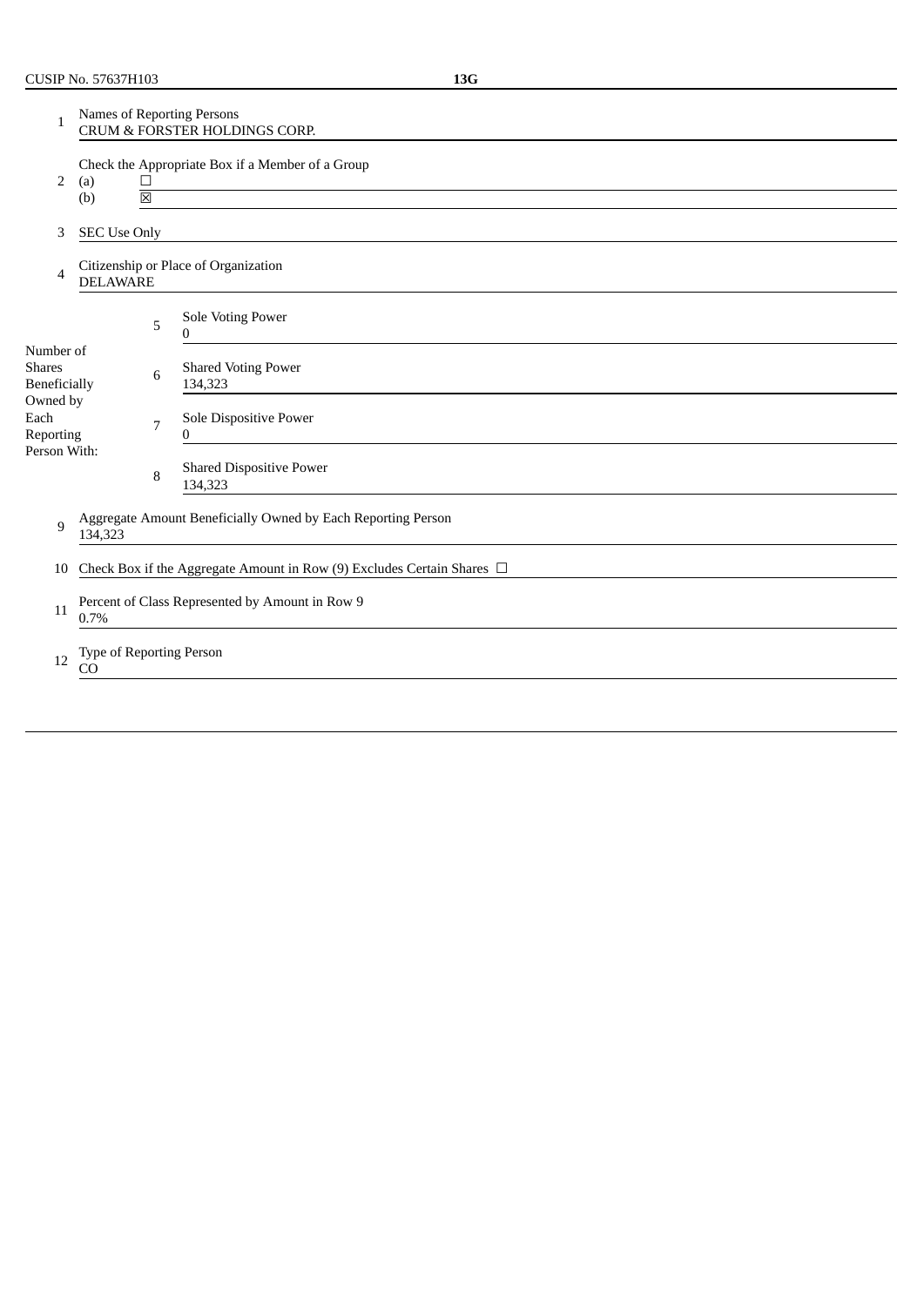CUSIP No. 57637H103 **13G**

| | | | |
|---|---|---|---|
| 1 | Names of Reporting Persons<br>CRUM & FORSTER HOLDINGS CORP. | | |
| 2 | Check the Appropriate Box if a Member of a Group<br>(a) ☐<br>(b) ☒ | | |
| 3 | SEC Use Only | | |
| 4 | Citizenship or Place of Organization<br>DELAWARE | | |
| Number of Shares Beneficially Owned by Each Reporting Person With: | 5 | Sole Voting Power<br>0 | |
| | 6 | Shared Voting Power<br>134,323 | |
| | 7 | Sole Dispositive Power<br>0 | |
| | 8 | Shared Dispositive Power<br>134,323 | |
| 9 | Aggregate Amount Beneficially Owned by Each Reporting Person<br>134,323 | | |
| 10 | Check Box if the Aggregate Amount in Row (9) Excludes Certain Shares ☐ | | |
| 11 | Percent of Class Represented by Amount in Row 9<br>0.7% | | |
| 12 | Type of Reporting Person<br>CO | | |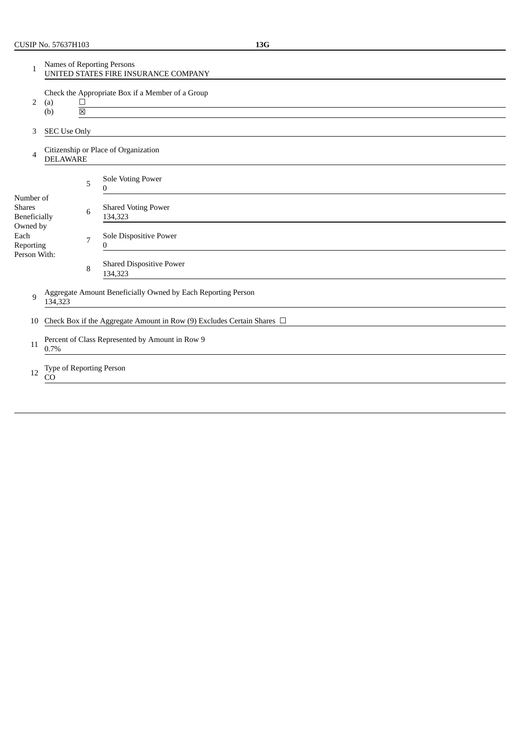CUSIP No. 57637H103 **13G**

| | | | |
|---|---|---|---|
| 1 | Names of Reporting Persons<br>UNITED STATES FIRE INSURANCE COMPANY | | |
| 2 | Check the Appropriate Box if a Member of a Group<br>(a) ☐<br>(b) ☒ | | |
| 3 | SEC Use Only | | |
| 4 | Citizenship or Place of Organization<br>DELAWARE | | |
| Number of Shares Beneficially Owned by Each Reporting Person With: | 5 | Sole Voting Power<br>0 | |
| | 6 | Shared Voting Power<br>134,323 | |
| | 7 | Sole Dispositive Power<br>0 | |
| | 8 | Shared Dispositive Power<br>134,323 | |
| 9 | Aggregate Amount Beneficially Owned by Each Reporting Person<br>134,323 | | |
| 10 | Check Box if the Aggregate Amount in Row (9) Excludes Certain Shares ☐ | | |
| 11 | Percent of Class Represented by Amount in Row 9<br>0.7% | | |
| 12 | Type of Reporting Person<br>CO | | |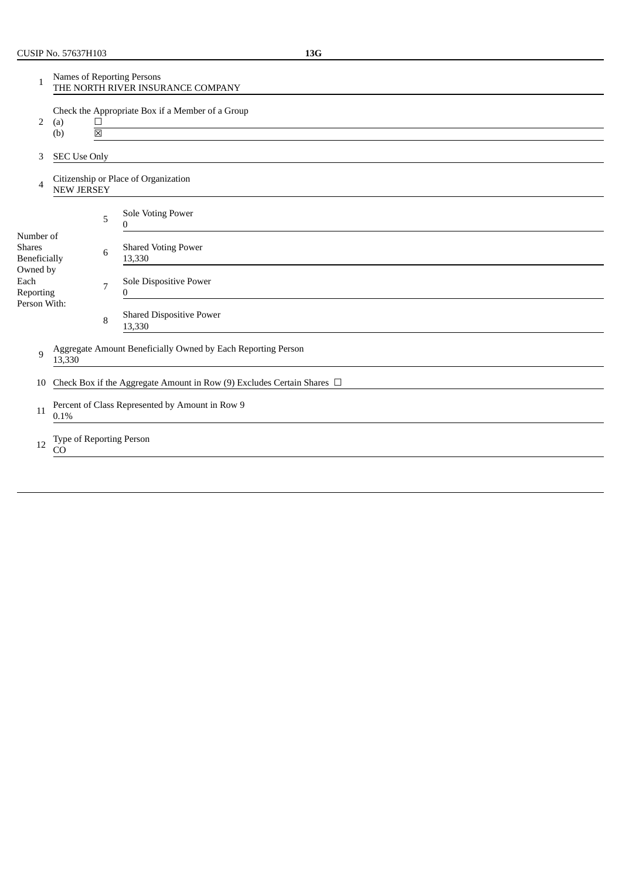CUSIP No. 57637H103 **13G**

| | | | |
|---|---|---|---|
| 1 | Names of Reporting Persons<br>THE NORTH RIVER INSURANCE COMPANY | | |
| 2 | Check the Appropriate Box if a Member of a Group<br>(a) ☐<br>(b) ☒ | | |
| 3 | SEC Use Only | | |
| 4 | Citizenship or Place of Organization<br>NEW JERSEY | | |
| Number of Shares Beneficially Owned by Each Reporting Person With: | | 5 | Sole Voting Power<br>0 |
| | | 6 | Shared Voting Power<br>13,330 |
| | | 7 | Sole Dispositive Power<br>0 |
| | | 8 | Shared Dispositive Power<br>13,330 |
| 9 | Aggregate Amount Beneficially Owned by Each Reporting Person<br>13,330 | | |
| 10 | Check Box if the Aggregate Amount in Row (9) Excludes Certain Shares ☐ | | |
| 11 | Percent of Class Represented by Amount in Row 9<br>0.1% | | |
| 12 | Type of Reporting Person<br>CO | | |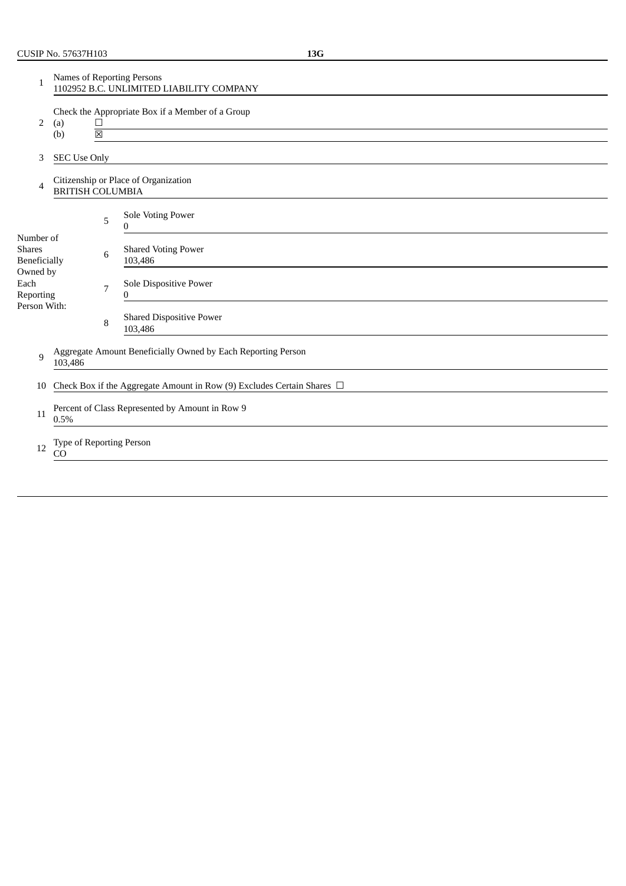CUSIP No. 57637H103 **13G**

| | | |
|---|---|---|
| 1 | Names of Reporting Persons<br>1102952 B.C. UNLIMITED LIABILITY COMPANY | |
| 2 | Check the Appropriate Box if a Member of a Group<br>(a) ☐<br>(b) ☒ | |
| 3 | SEC Use Only | |
| 4 | Citizenship or Place of Organization<br>BRITISH COLUMBIA | |

| Number of Shares Beneficially Owned by Each Reporting Person With: | | |
|---|---|---|
| | 5 | Sole Voting Power<br>0 |
| | 6 | Shared Voting Power<br>103,486 |
| | 7 | Sole Dispositive Power<br>0 |
| | 8 | Shared Dispositive Power<br>103,486 |

| | |
|---|---|
| 9 | Aggregate Amount Beneficially Owned by Each Reporting Person<br>103,486 |
| 10 | Check Box if the Aggregate Amount in Row (9) Excludes Certain Shares ☐ |
| 11 | Percent of Class Represented by Amount in Row 9<br>0.5% |
| 12 | Type of Reporting Person<br>CO |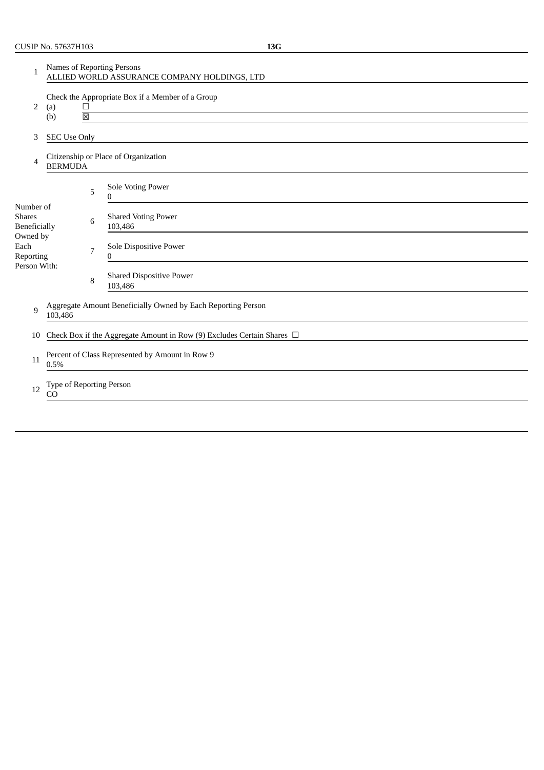CUSIP No. 57637H103 **13G**

| | | | |
|---|---|---|---|
| 1 | Names of Reporting Persons<br>ALLIED WORLD ASSURANCE COMPANY HOLDINGS, LTD | | |
| 2 | Check the Appropriate Box if a Member of a Group<br>(a) ☐<br>(b) ☒ | | |
| 3 | SEC Use Only | | |
| 4 | Citizenship or Place of Organization<br>BERMUDA | | |
| Number of Shares Beneficially Owned by Each Reporting Person With: | 5 | Sole Voting Power<br>0 | |
| | 6 | Shared Voting Power<br>103,486 | |
| | 7 | Sole Dispositive Power<br>0 | |
| | 8 | Shared Dispositive Power<br>103,486 | |
| 9 | Aggregate Amount Beneficially Owned by Each Reporting Person<br>103,486 | | |
| 10 | Check Box if the Aggregate Amount in Row (9) Excludes Certain Shares ☐ | | |
| 11 | Percent of Class Represented by Amount in Row 9<br>0.5% | | |
| 12 | Type of Reporting Person<br>CO | | |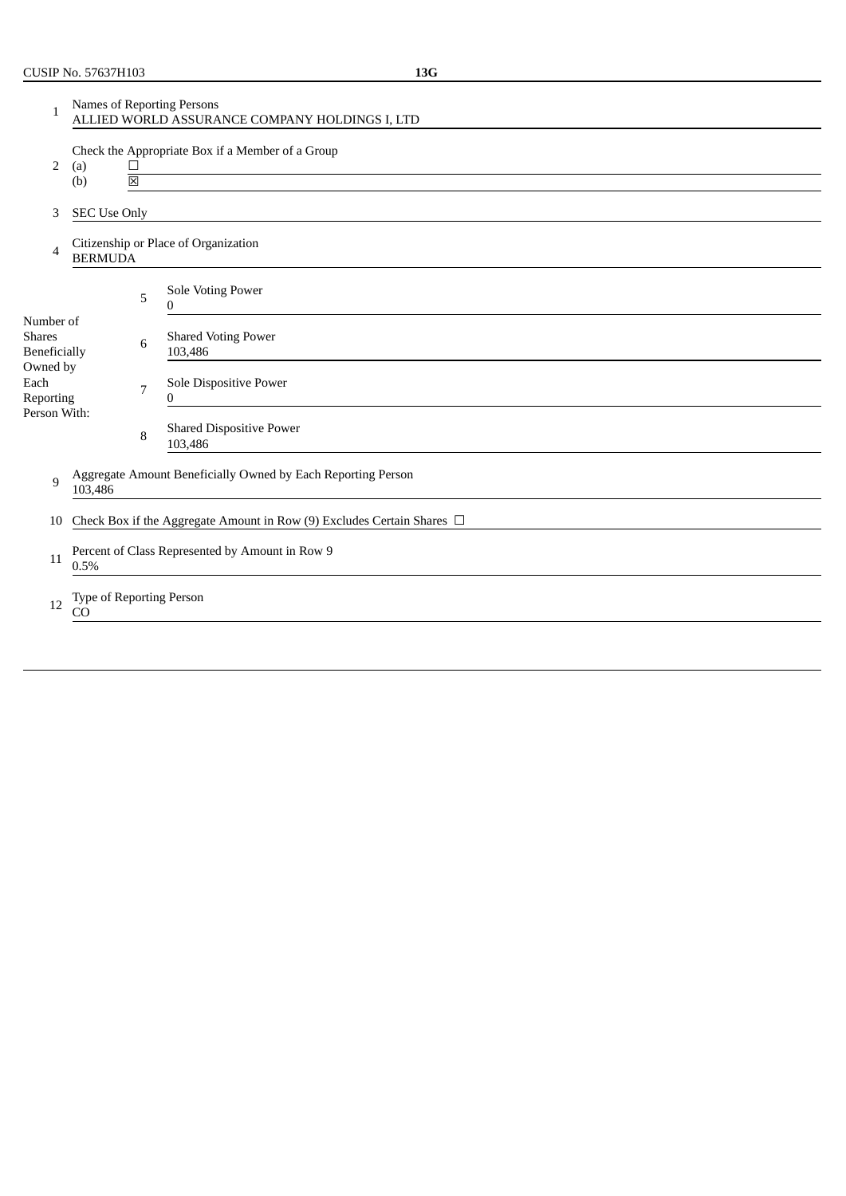CUSIP No. 57637H103 **13G**

| | | | |
|---|---|---|---|
| 1 | Names of Reporting Persons<br>ALLIED WORLD ASSURANCE COMPANY HOLDINGS I, LTD | | |
| 2 | Check the Appropriate Box if a Member of a Group<br>(a) ☐<br>(b) ☒ | | |
| 3 | SEC Use Only | | |
| 4 | Citizenship or Place of Organization<br>BERMUDA | | |
| Number of Shares Beneficially Owned by Each Reporting Person With: | | 5 | Sole Voting Power<br>0 |
| | | 6 | Shared Voting Power<br>103,486 |
| | | 7 | Sole Dispositive Power<br>0 |
| | | 8 | Shared Dispositive Power<br>103,486 |
| 9 | Aggregate Amount Beneficially Owned by Each Reporting Person<br>103,486 | | |
| 10 | Check Box if the Aggregate Amount in Row (9) Excludes Certain Shares ☐ | | |
| 11 | Percent of Class Represented by Amount in Row 9<br>0.5% | | |
| 12 | Type of Reporting Person<br>CO | | |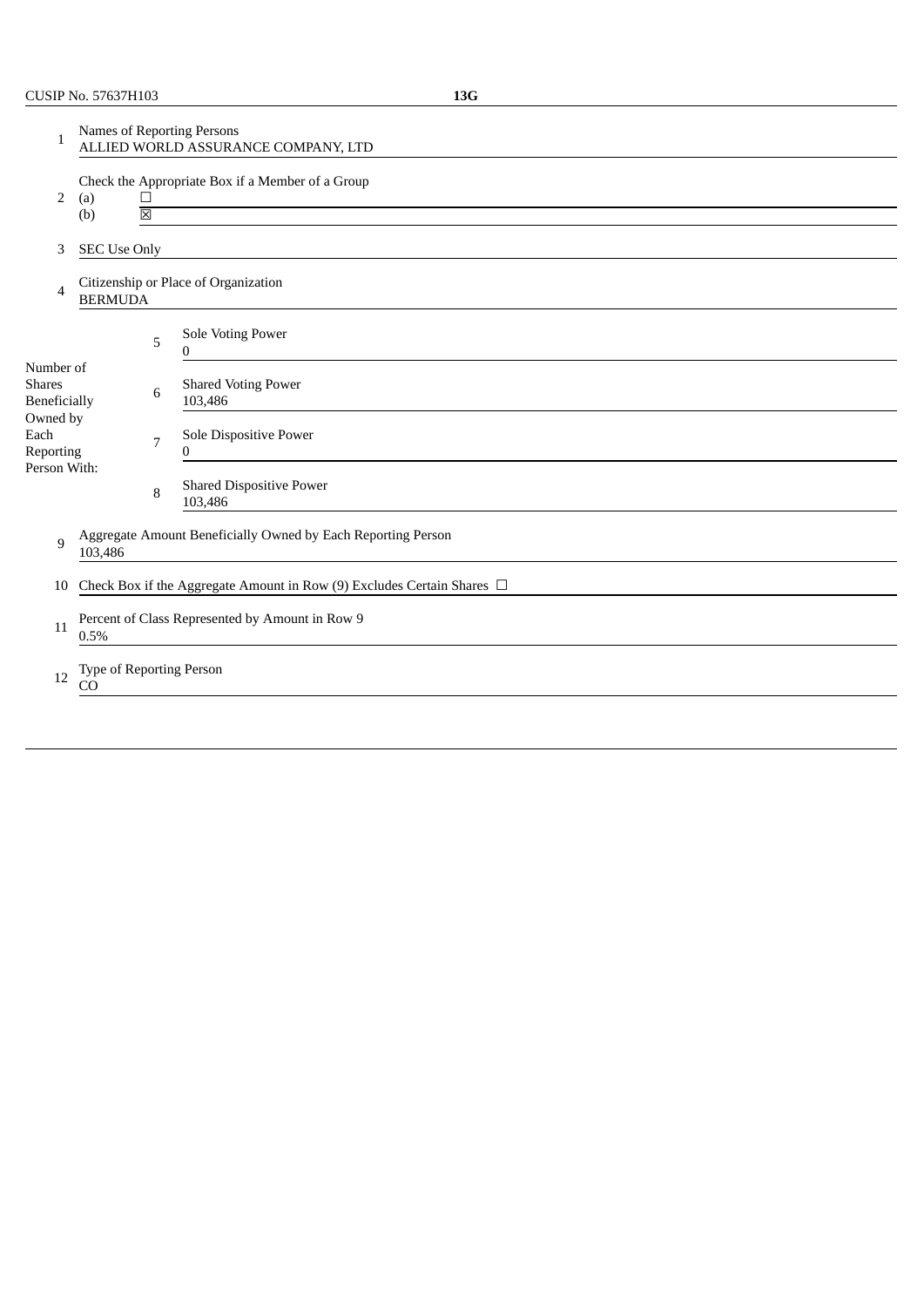CUSIP No. 57637H103 **13G**

| | | |
|---|---|---|
| 1 | Names of Reporting Persons<br>ALLIED WORLD ASSURANCE COMPANY, LTD | |
| 2 | Check the Appropriate Box if a Member of a Group<br>(a) ☐<br>(b) ☒ | |
| 3 | SEC Use Only | |
| 4 | Citizenship or Place of Organization<br>BERMUDA | |
| Number of Shares Beneficially Owned by Each Reporting Person With: | 5 | Sole Voting Power<br>0 |
| | 6 | Shared Voting Power<br>103,486 |
| | 7 | Sole Dispositive Power<br>0 |
| | 8 | Shared Dispositive Power<br>103,486 |
| 9 | Aggregate Amount Beneficially Owned by Each Reporting Person<br>103,486 | |
| 10 | Check Box if the Aggregate Amount in Row (9) Excludes Certain Shares ☐ | |
| 11 | Percent of Class Represented by Amount in Row 9<br>0.5% | |
| 12 | Type of Reporting Person<br>CO | |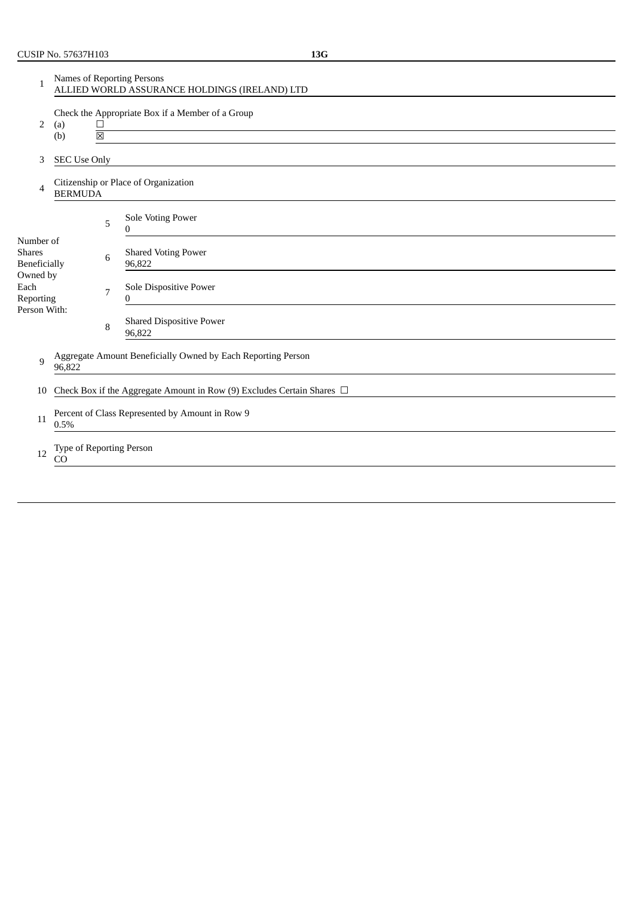CUSIP No. 57637H103 **13G**

| | | | |
|---|---|---|---|
| 1 | Names of Reporting Persons<br>ALLIED WORLD ASSURANCE HOLDINGS (IRELAND) LTD | | |
| 2 | Check the Appropriate Box if a Member of a Group<br>(a) ☐<br>(b) ☒ | | |
| 3 | SEC Use Only | | |
| 4 | Citizenship or Place of Organization<br>BERMUDA | | |
| Number of Shares Beneficially Owned by Each Reporting Person With: | 5 | Sole Voting Power<br>0 | |
| | 6 | Shared Voting Power<br>96,822 | |
| | 7 | Sole Dispositive Power<br>0 | |
| | 8 | Shared Dispositive Power<br>96,822 | |
| 9 | Aggregate Amount Beneficially Owned by Each Reporting Person<br>96,822 | | |
| 10 | Check Box if the Aggregate Amount in Row (9) Excludes Certain Shares ☐ | | |
| 11 | Percent of Class Represented by Amount in Row 9<br>0.5% | | |
| 12 | Type of Reporting Person<br>CO | | |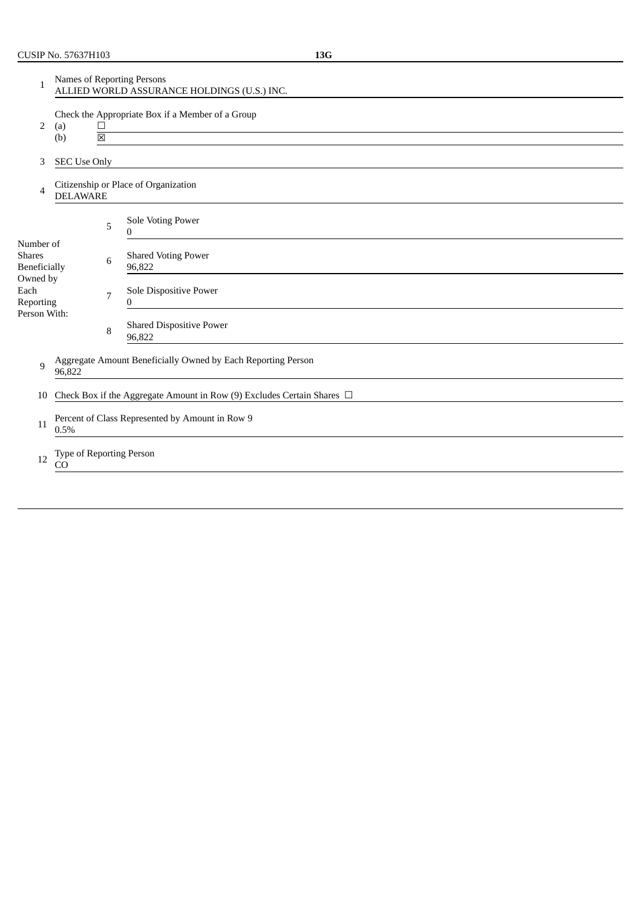CUSIP No. 57637H103 **13G**

| | | |
|---|---|---|
| 1 | Names of Reporting Persons<br>ALLIED WORLD ASSURANCE HOLDINGS (U.S.) INC. | |
| 2 | Check the Appropriate Box if a Member of a Group<br>(a) ☐<br>(b) ☒ | |
| 3 | SEC Use Only | |
| 4 | Citizenship or Place of Organization<br>DELAWARE | |
| Number of Shares Beneficially Owned by Each Reporting Person With: | 5 | Sole Voting Power<br>0 |
| | 6 | Shared Voting Power<br>96,822 |
| | 7 | Sole Dispositive Power<br>0 |
| | 8 | Shared Dispositive Power<br>96,822 |
| 9 | Aggregate Amount Beneficially Owned by Each Reporting Person<br>96,822 | |
| 10 | Check Box if the Aggregate Amount in Row (9) Excludes Certain Shares ☐ | |
| 11 | Percent of Class Represented by Amount in Row 9<br>0.5% | |
| 12 | Type of Reporting Person<br>CO | |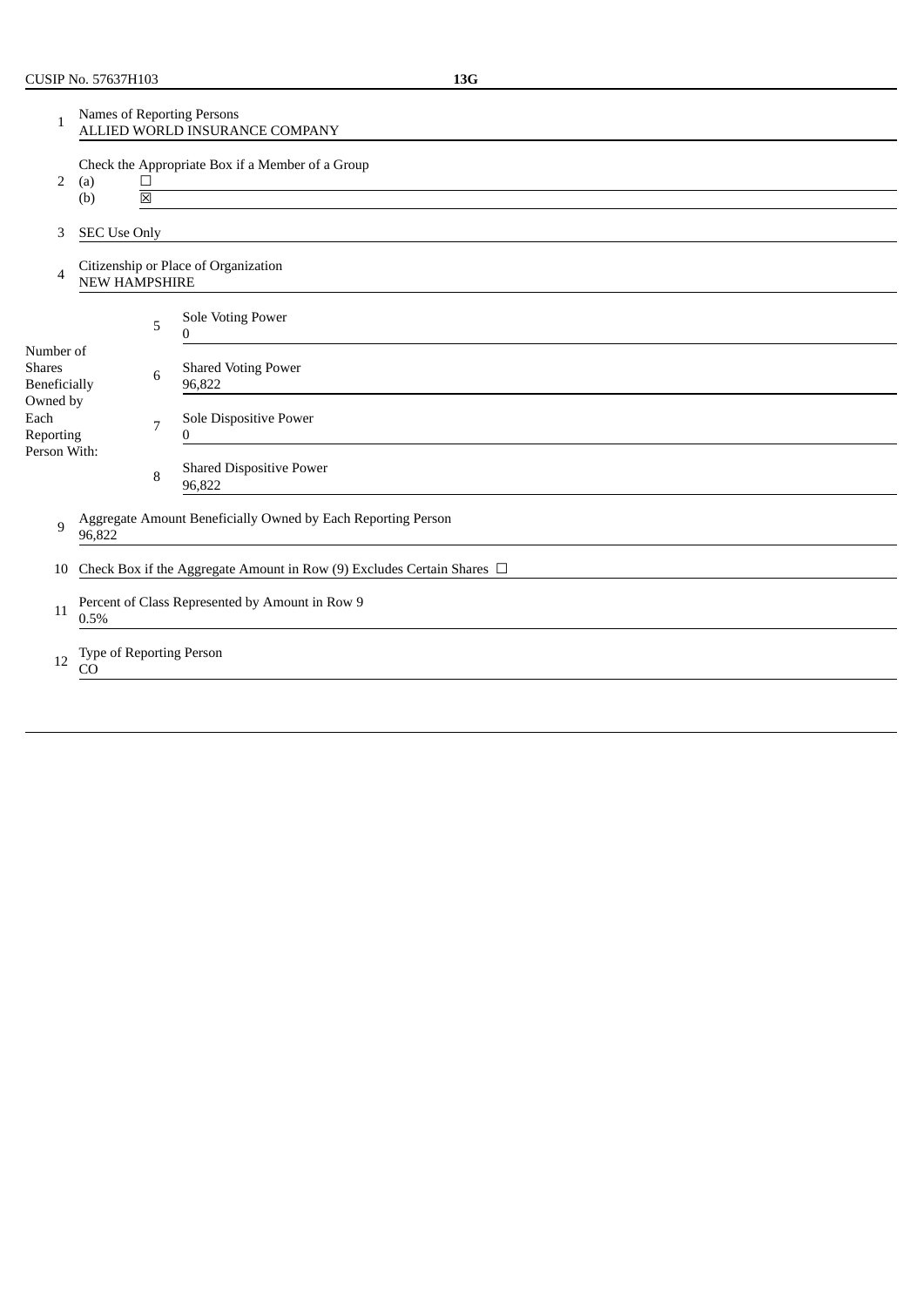CUSIP No. 57637H103 **13G**

| | | |
|---|---|---|
| 1 | Names of Reporting Persons<br>ALLIED WORLD INSURANCE COMPANY | |
| 2 | Check the Appropriate Box if a Member of a Group<br>(a) ☐<br>(b) ☒ | |
| 3 | SEC Use Only | |
| 4 | Citizenship or Place of Organization<br>NEW HAMPSHIRE | |
| Number of Shares Beneficially Owned by Each Reporting Person With: | 5 | Sole Voting Power<br>0 |
| | 6 | Shared Voting Power<br>96,822 |
| | 7 | Sole Dispositive Power<br>0 |
| | 8 | Shared Dispositive Power<br>96,822 |
| 9 | Aggregate Amount Beneficially Owned by Each Reporting Person<br>96,822 | |
| 10 | Check Box if the Aggregate Amount in Row (9) Excludes Certain Shares ☐ | |
| 11 | Percent of Class Represented by Amount in Row 9<br>0.5% | |
| 12 | Type of Reporting Person<br>CO | |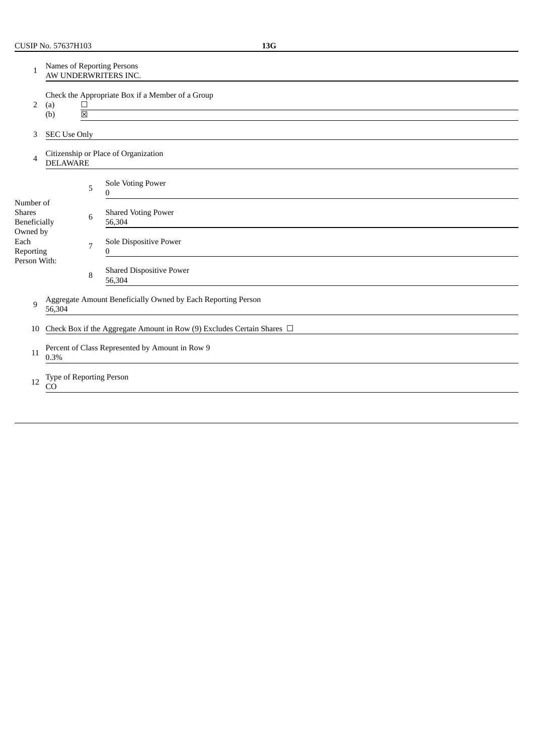CUSIP No. 57637H103 **13G**

| | | | |
|---|---|---|---|
| 1 | Names of Reporting Persons<br>AW UNDERWRITERS INC. | | |
| 2 | Check the Appropriate Box if a Member of a Group<br>(a) ☐<br>(b) ☒ | | |
| 3 | SEC Use Only | | |
| 4 | Citizenship or Place of Organization<br>DELAWARE | | |
| Number of Shares Beneficially Owned by Each Reporting Person With: | 5 | Sole Voting Power<br>0 | |
| | 6 | Shared Voting Power<br>56,304 | |
| | 7 | Sole Dispositive Power<br>0 | |
| | 8 | Shared Dispositive Power<br>56,304 | |
| 9 | Aggregate Amount Beneficially Owned by Each Reporting Person<br>56,304 | | |
| 10 | Check Box if the Aggregate Amount in Row (9) Excludes Certain Shares ☐ | | |
| 11 | Percent of Class Represented by Amount in Row 9<br>0.3% | | |
| 12 | Type of Reporting Person<br>CO | | |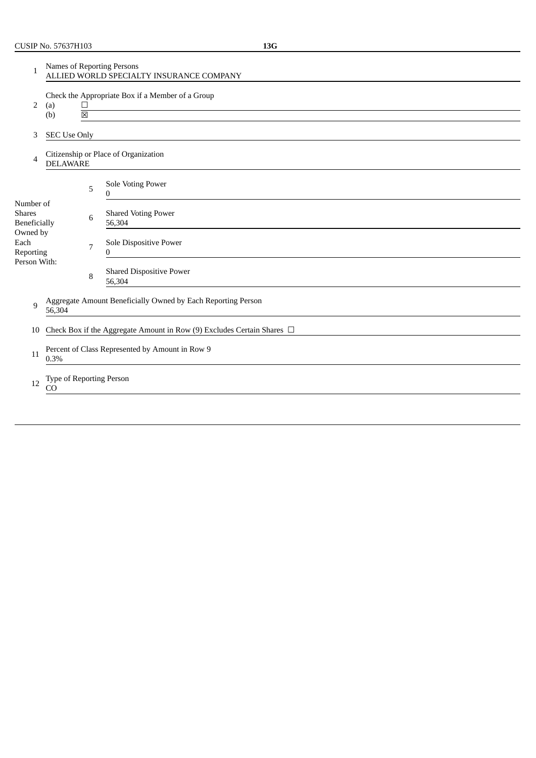CUSIP No. 57637H103 **13G**

| | | | |
|---|---|---|---|
| 1 | Names of Reporting Persons<br>ALLIED WORLD SPECIALTY INSURANCE COMPANY | | |
| 2 | Check the Appropriate Box if a Member of a Group<br>(a) ☐<br>(b) ☒ | | |
| 3 | SEC Use Only | | |
| 4 | Citizenship or Place of Organization<br>DELAWARE | | |
| Number of Shares Beneficially Owned by Each Reporting Person With: | 5 | Sole Voting Power<br>0 | |
| | 6 | Shared Voting Power<br>56,304 | |
| | 7 | Sole Dispositive Power<br>0 | |
| | 8 | Shared Dispositive Power<br>56,304 | |
| 9 | Aggregate Amount Beneficially Owned by Each Reporting Person<br>56,304 | | |
| 10 | Check Box if the Aggregate Amount in Row (9) Excludes Certain Shares ☐ | | |
| 11 | Percent of Class Represented by Amount in Row 9<br>0.3% | | |
| 12 | Type of Reporting Person<br>CO | | |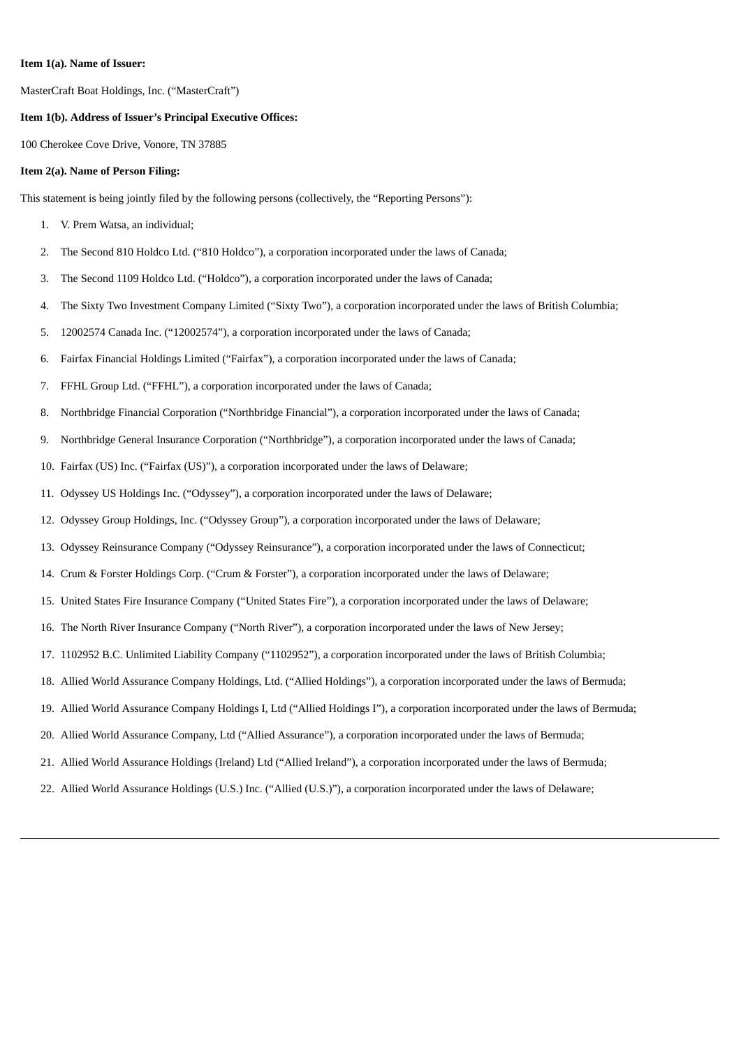**Item 1(a). Name of Issuer:**

MasterCraft Boat Holdings, Inc. (“MasterCraft”)

**Item 1(b). Address of Issuer’s Principal Executive Offices:**

100 Cherokee Cove Drive, Vonore, TN 37885

**Item 2(a). Name of Person Filing:**

This statement is being jointly filed by the following persons (collectively, the “Reporting Persons”):

1. V. Prem Watsa, an individual;
2. The Second 810 Holdco Ltd. (“810 Holdco”), a corporation incorporated under the laws of Canada;
3. The Second 1109 Holdco Ltd. (“Holdco”), a corporation incorporated under the laws of Canada;
4. The Sixty Two Investment Company Limited (“Sixty Two”), a corporation incorporated under the laws of British Columbia;
5. 12002574 Canada Inc. (“12002574”), a corporation incorporated under the laws of Canada;
6. Fairfax Financial Holdings Limited (“Fairfax”), a corporation incorporated under the laws of Canada;
7. FFHL Group Ltd. (“FFHL”), a corporation incorporated under the laws of Canada;
8. Northbridge Financial Corporation (“Northbridge Financial”), a corporation incorporated under the laws of Canada;
9. Northbridge General Insurance Corporation (“Northbridge”), a corporation incorporated under the laws of Canada;
10. Fairfax (US) Inc. (“Fairfax (US)”), a corporation incorporated under the laws of Delaware;
11. Odyssey US Holdings Inc. (“Odyssey”), a corporation incorporated under the laws of Delaware;
12. Odyssey Group Holdings, Inc. (“Odyssey Group”), a corporation incorporated under the laws of Delaware;
13. Odyssey Reinsurance Company (“Odyssey Reinsurance”), a corporation incorporated under the laws of Connecticut;
14. Crum & Forster Holdings Corp. (“Crum & Forster”), a corporation incorporated under the laws of Delaware;
15. United States Fire Insurance Company (“United States Fire”), a corporation incorporated under the laws of Delaware;
16. The North River Insurance Company (“North River”), a corporation incorporated under the laws of New Jersey;
17. 1102952 B.C. Unlimited Liability Company (“1102952”), a corporation incorporated under the laws of British Columbia;
18. Allied World Assurance Company Holdings, Ltd. (“Allied Holdings”), a corporation incorporated under the laws of Bermuda;
19. Allied World Assurance Company Holdings I, Ltd (“Allied Holdings I”), a corporation incorporated under the laws of Bermuda;
20. Allied World Assurance Company, Ltd (“Allied Assurance”), a corporation incorporated under the laws of Bermuda;
21. Allied World Assurance Holdings (Ireland) Ltd (“Allied Ireland”), a corporation incorporated under the laws of Bermuda;
22. Allied World Assurance Holdings (U.S.) Inc. (“Allied (U.S.)”), a corporation incorporated under the laws of Delaware;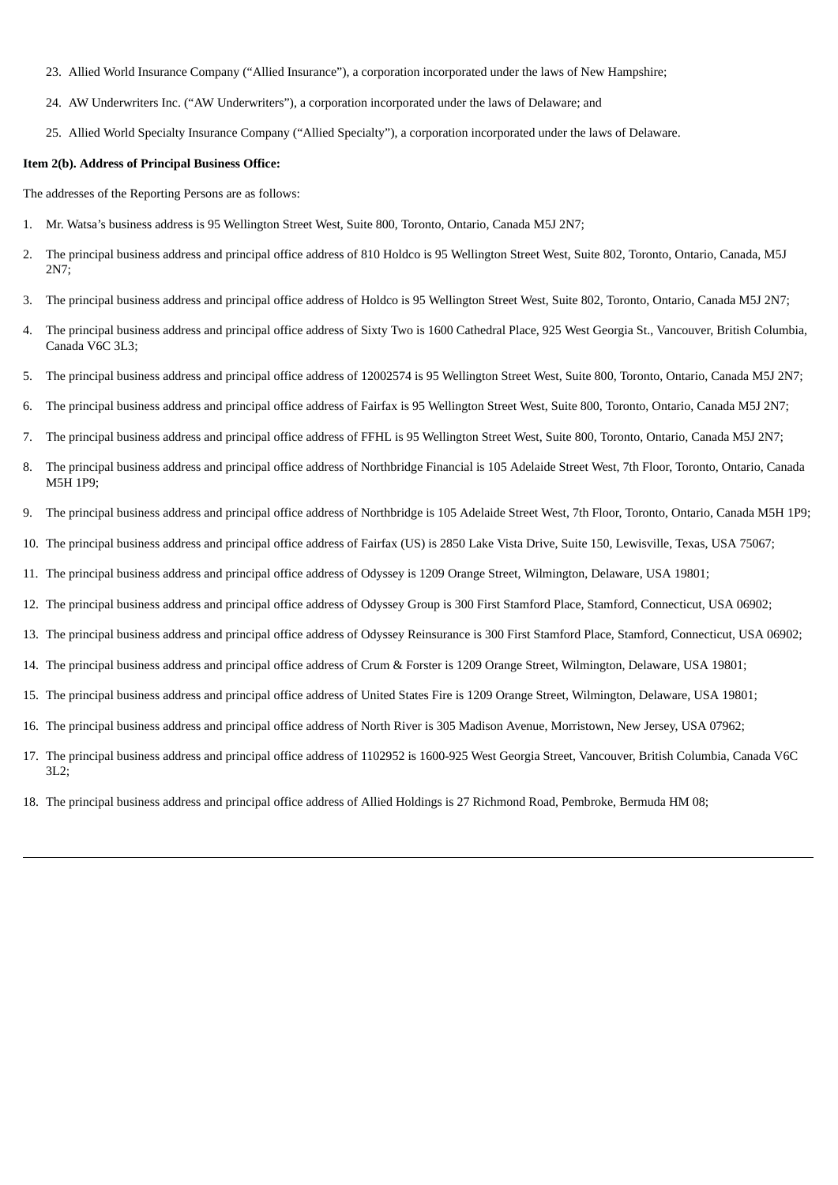23. Allied World Insurance Company ("Allied Insurance"), a corporation incorporated under the laws of New Hampshire;
24. AW Underwriters Inc. ("AW Underwriters"), a corporation incorporated under the laws of Delaware; and
25. Allied World Specialty Insurance Company ("Allied Specialty"), a corporation incorporated under the laws of Delaware.

**Item 2(b). Address of Principal Business Office:**

The addresses of the Reporting Persons are as follows:

1. Mr. Watsa's business address is 95 Wellington Street West, Suite 800, Toronto, Ontario, Canada M5J 2N7;
2. The principal business address and principal office address of 810 Holdco is 95 Wellington Street West, Suite 802, Toronto, Ontario, Canada, M5J 2N7;
3. The principal business address and principal office address of Holdco is 95 Wellington Street West, Suite 802, Toronto, Ontario, Canada M5J 2N7;
4. The principal business address and principal office address of Sixty Two is 1600 Cathedral Place, 925 West Georgia St., Vancouver, British Columbia, Canada V6C 3L3;
5. The principal business address and principal office address of 12002574 is 95 Wellington Street West, Suite 800, Toronto, Ontario, Canada M5J 2N7;
6. The principal business address and principal office address of Fairfax is 95 Wellington Street West, Suite 800, Toronto, Ontario, Canada M5J 2N7;
7. The principal business address and principal office address of FFHL is 95 Wellington Street West, Suite 800, Toronto, Ontario, Canada M5J 2N7;
8. The principal business address and principal office address of Northbridge Financial is 105 Adelaide Street West, 7th Floor, Toronto, Ontario, Canada M5H 1P9;
9. The principal business address and principal office address of Northbridge is 105 Adelaide Street West, 7th Floor, Toronto, Ontario, Canada M5H 1P9;
10. The principal business address and principal office address of Fairfax (US) is 2850 Lake Vista Drive, Suite 150, Lewisville, Texas, USA 75067;
11. The principal business address and principal office address of Odyssey is 1209 Orange Street, Wilmington, Delaware, USA 19801;
12. The principal business address and principal office address of Odyssey Group is 300 First Stamford Place, Stamford, Connecticut, USA 06902;
13. The principal business address and principal office address of Odyssey Reinsurance is 300 First Stamford Place, Stamford, Connecticut, USA 06902;
14. The principal business address and principal office address of Crum & Forster is 1209 Orange Street, Wilmington, Delaware, USA 19801;
15. The principal business address and principal office address of United States Fire is 1209 Orange Street, Wilmington, Delaware, USA 19801;
16. The principal business address and principal office address of North River is 305 Madison Avenue, Morristown, New Jersey, USA 07962;
17. The principal business address and principal office address of 1102952 is 1600-925 West Georgia Street, Vancouver, British Columbia, Canada V6C 3L2;
18. The principal business address and principal office address of Allied Holdings is 27 Richmond Road, Pembroke, Bermuda HM 08;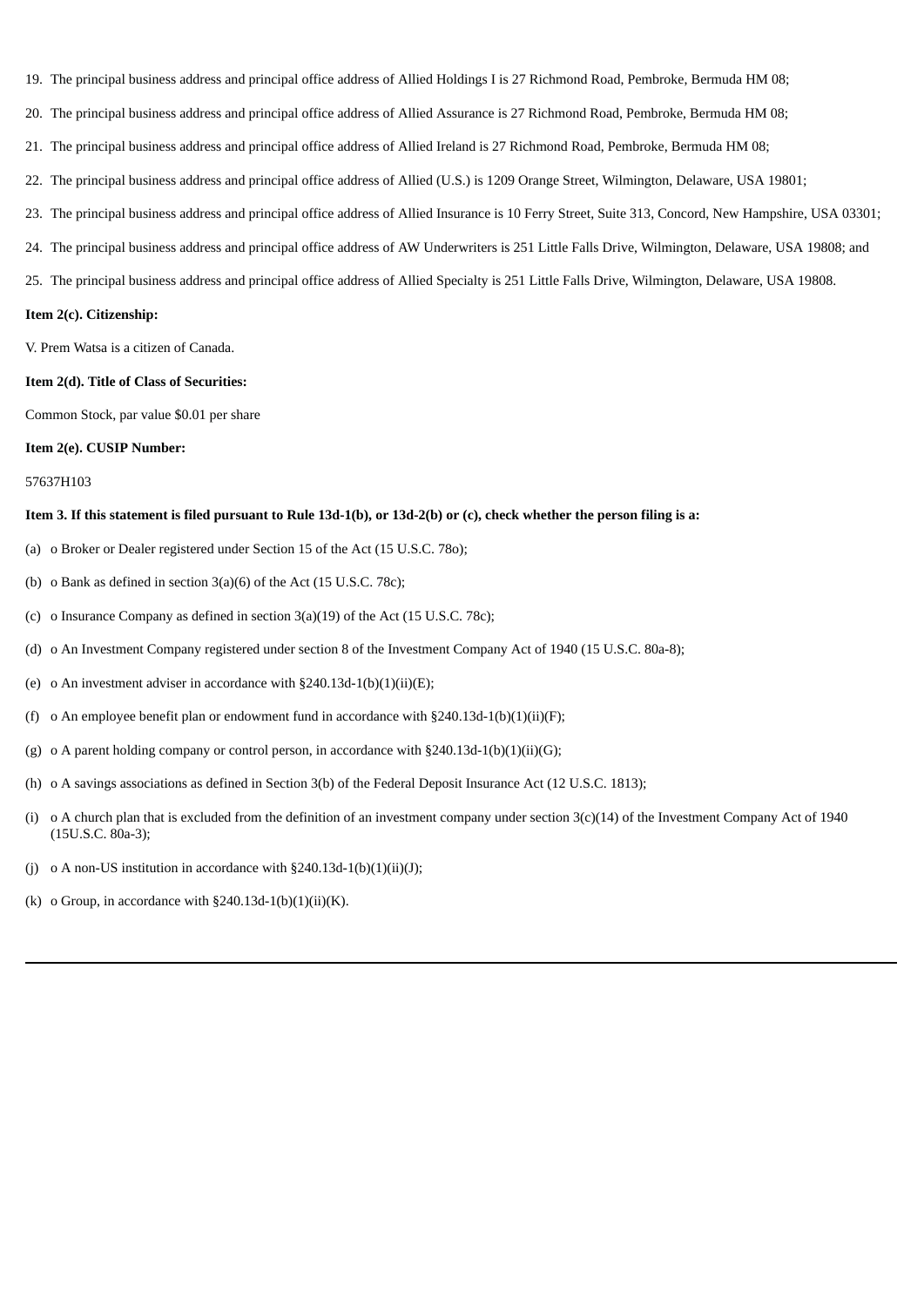19. The principal business address and principal office address of Allied Holdings I is 27 Richmond Road, Pembroke, Bermuda HM 08;

20. The principal business address and principal office address of Allied Assurance is 27 Richmond Road, Pembroke, Bermuda HM 08;

21. The principal business address and principal office address of Allied Ireland is 27 Richmond Road, Pembroke, Bermuda HM 08;

22. The principal business address and principal office address of Allied (U.S.) is 1209 Orange Street, Wilmington, Delaware, USA 19801;

23. The principal business address and principal office address of Allied Insurance is 10 Ferry Street, Suite 313, Concord, New Hampshire, USA 03301;

24. The principal business address and principal office address of AW Underwriters is 251 Little Falls Drive, Wilmington, Delaware, USA 19808; and

25. The principal business address and principal office address of Allied Specialty is 251 Little Falls Drive, Wilmington, Delaware, USA 19808.

**Item 2(c). Citizenship:**

V. Prem Watsa is a citizen of Canada.

**Item 2(d). Title of Class of Securities:**

Common Stock, par value $0.01 per share

**Item 2(e). CUSIP Number:**

57637H103

**Item 3. If this statement is filed pursuant to Rule 13d-1(b), or 13d-2(b) or (c), check whether the person filing is a:**

(a) o Broker or Dealer registered under Section 15 of the Act (15 U.S.C. 78o);

(b) o Bank as defined in section 3(a)(6) of the Act (15 U.S.C. 78c);

(c) o Insurance Company as defined in section 3(a)(19) of the Act (15 U.S.C. 78c);

(d) o An Investment Company registered under section 8 of the Investment Company Act of 1940 (15 U.S.C. 80a-8);

(e) o An investment adviser in accordance with §240.13d-1(b)(1)(ii)(E);

(f) o An employee benefit plan or endowment fund in accordance with §240.13d-1(b)(1)(ii)(F);

(g) o A parent holding company or control person, in accordance with §240.13d-1(b)(1)(ii)(G);

(h) o A savings associations as defined in Section 3(b) of the Federal Deposit Insurance Act (12 U.S.C. 1813);

(i) o A church plan that is excluded from the definition of an investment company under section 3(c)(14) of the Investment Company Act of 1940 (15U.S.C. 80a-3);

(j) o A non-US institution in accordance with §240.13d-1(b)(1)(ii)(J);

(k) o Group, in accordance with §240.13d-1(b)(1)(ii)(K).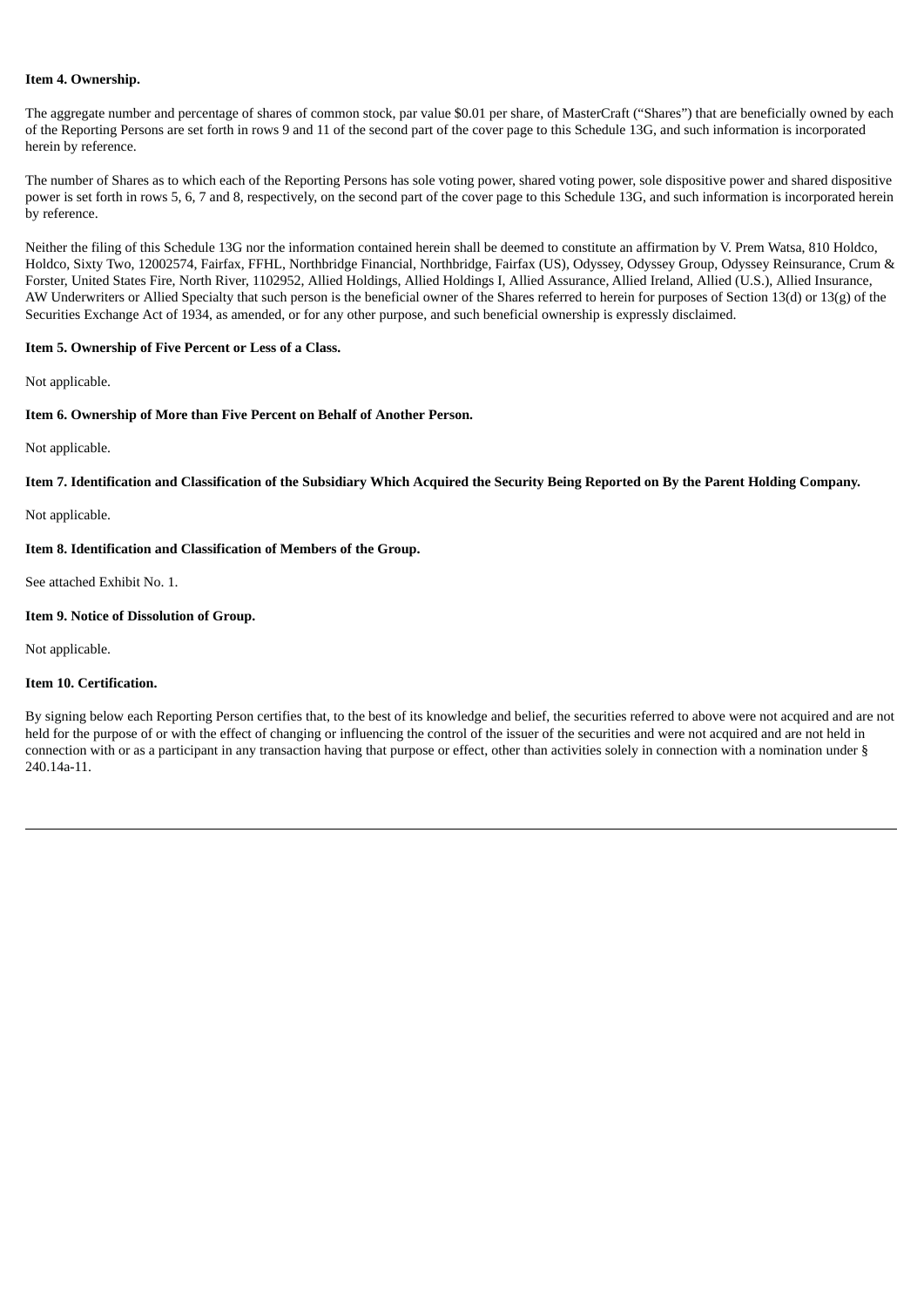**Item 4. Ownership.**

The aggregate number and percentage of shares of common stock, par value $0.01 per share, of MasterCraft (“Shares”) that are beneficially owned by each of the Reporting Persons are set forth in rows 9 and 11 of the second part of the cover page to this Schedule 13G, and such information is incorporated herein by reference.

The number of Shares as to which each of the Reporting Persons has sole voting power, shared voting power, sole dispositive power and shared dispositive power is set forth in rows 5, 6, 7 and 8, respectively, on the second part of the cover page to this Schedule 13G, and such information is incorporated herein by reference.

Neither the filing of this Schedule 13G nor the information contained herein shall be deemed to constitute an affirmation by V. Prem Watsa, 810 Holdco, Holdco, Sixty Two, 12002574, Fairfax, FFHL, Northbridge Financial, Northbridge, Fairfax (US), Odyssey, Odyssey Group, Odyssey Reinsurance, Crum & Forster, United States Fire, North River, 1102952, Allied Holdings, Allied Holdings I, Allied Assurance, Allied Ireland, Allied (U.S.), Allied Insurance, AW Underwriters or Allied Specialty that such person is the beneficial owner of the Shares referred to herein for purposes of Section 13(d) or 13(g) of the Securities Exchange Act of 1934, as amended, or for any other purpose, and such beneficial ownership is expressly disclaimed.

**Item 5. Ownership of Five Percent or Less of a Class.**

Not applicable.

**Item 6. Ownership of More than Five Percent on Behalf of Another Person.**

Not applicable.

**Item 7. Identification and Classification of the Subsidiary Which Acquired the Security Being Reported on By the Parent Holding Company.**

Not applicable.

**Item 8. Identification and Classification of Members of the Group.**

See attached Exhibit No. 1.

**Item 9. Notice of Dissolution of Group.**

Not applicable.

**Item 10. Certification.**

By signing below each Reporting Person certifies that, to the best of its knowledge and belief, the securities referred to above were not acquired and are not held for the purpose of or with the effect of changing or influencing the control of the issuer of the securities and were not acquired and are not held in connection with or as a participant in any transaction having that purpose or effect, other than activities solely in connection with a nomination under § 240.14a-11.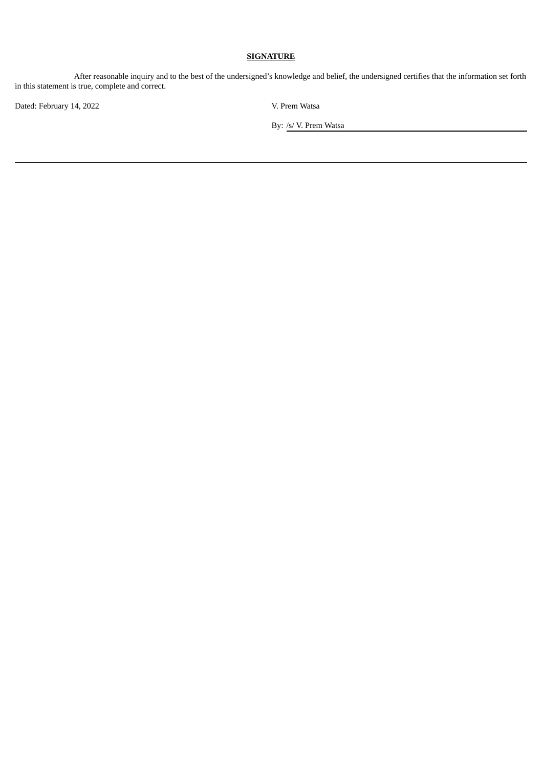## SIGNATURE

After reasonable inquiry and to the best of the undersigned's knowledge and belief, the undersigned certifies that the information set forth in this statement is true, complete and correct.

Dated: February 14, 2022

V. Prem Watsa

By: /s/ V. Prem Watsa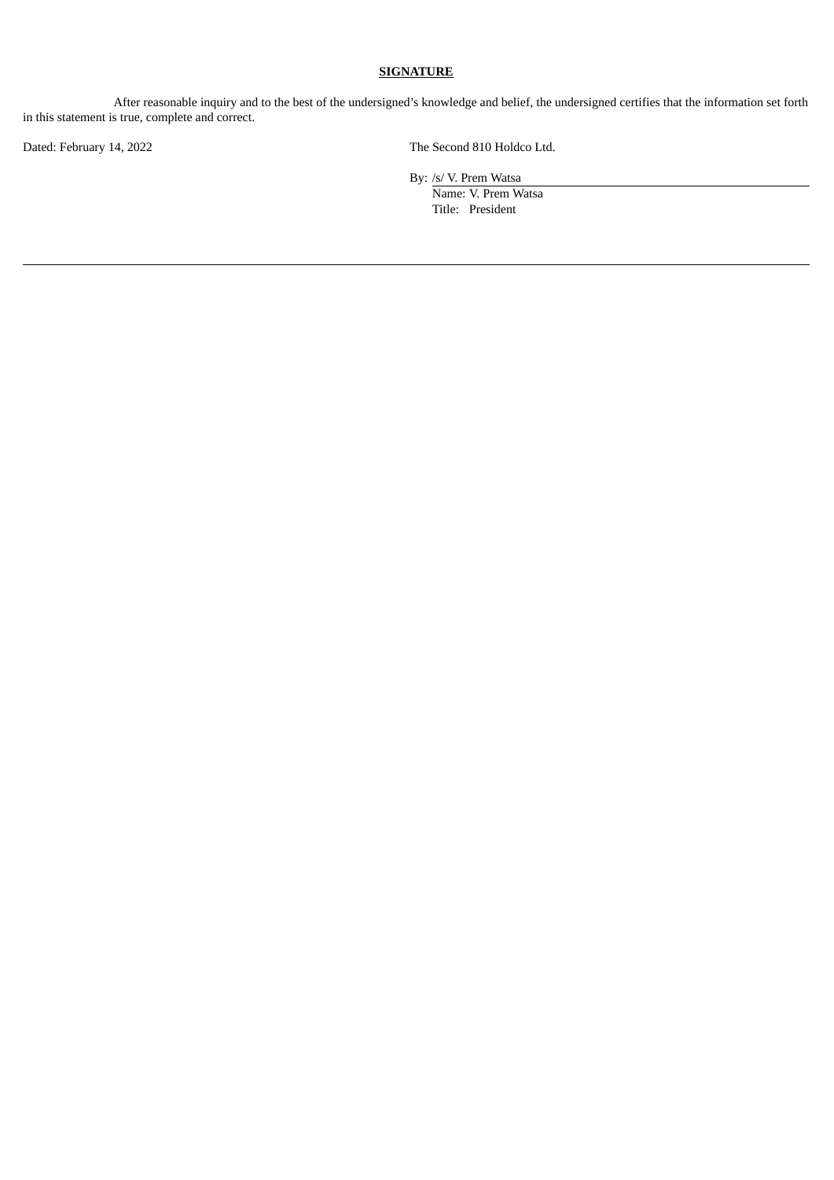**SIGNATURE**

After reasonable inquiry and to the best of the undersigned's knowledge and belief, the undersigned certifies that the information set forth in this statement is true, complete and correct.

Dated: February 14, 2022

The Second 810 Holdco Ltd.

By: /s/ V. Prem Watsa
Name: V. Prem Watsa
Title: President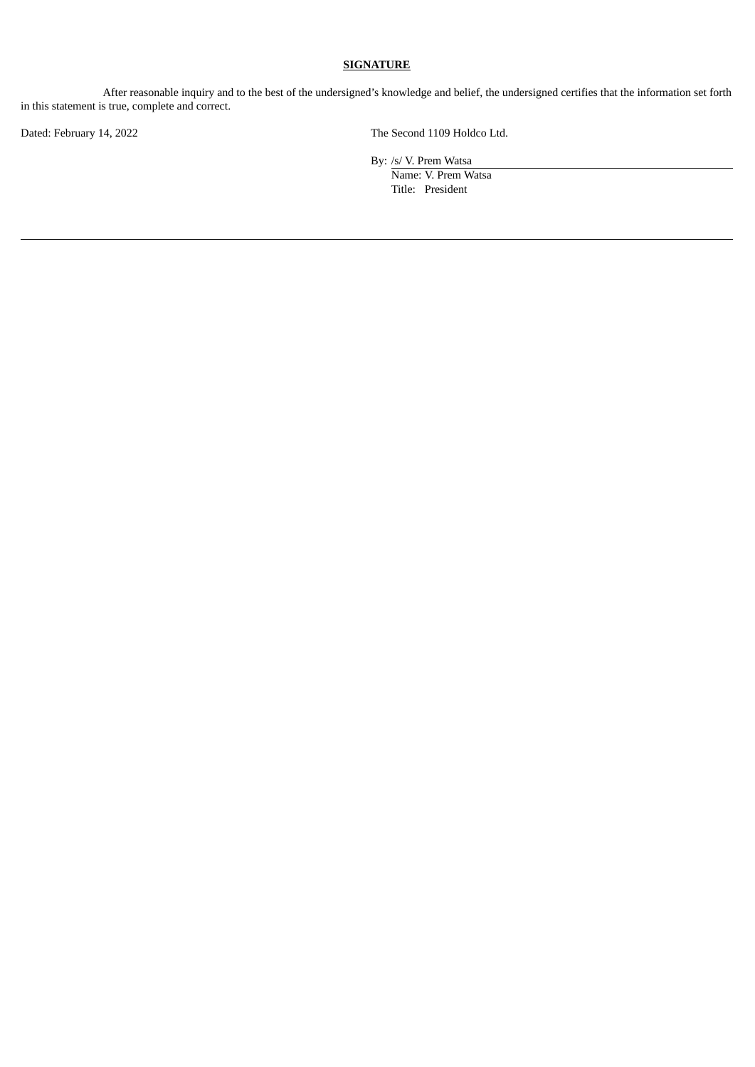## SIGNATURE

After reasonable inquiry and to the best of the undersigned's knowledge and belief, the undersigned certifies that the information set forth in this statement is true, complete and correct.

Dated: February 14, 2022

The Second 1109 Holdco Ltd.

By: /s/ V. Prem Watsa
Name: V. Prem Watsa
Title: President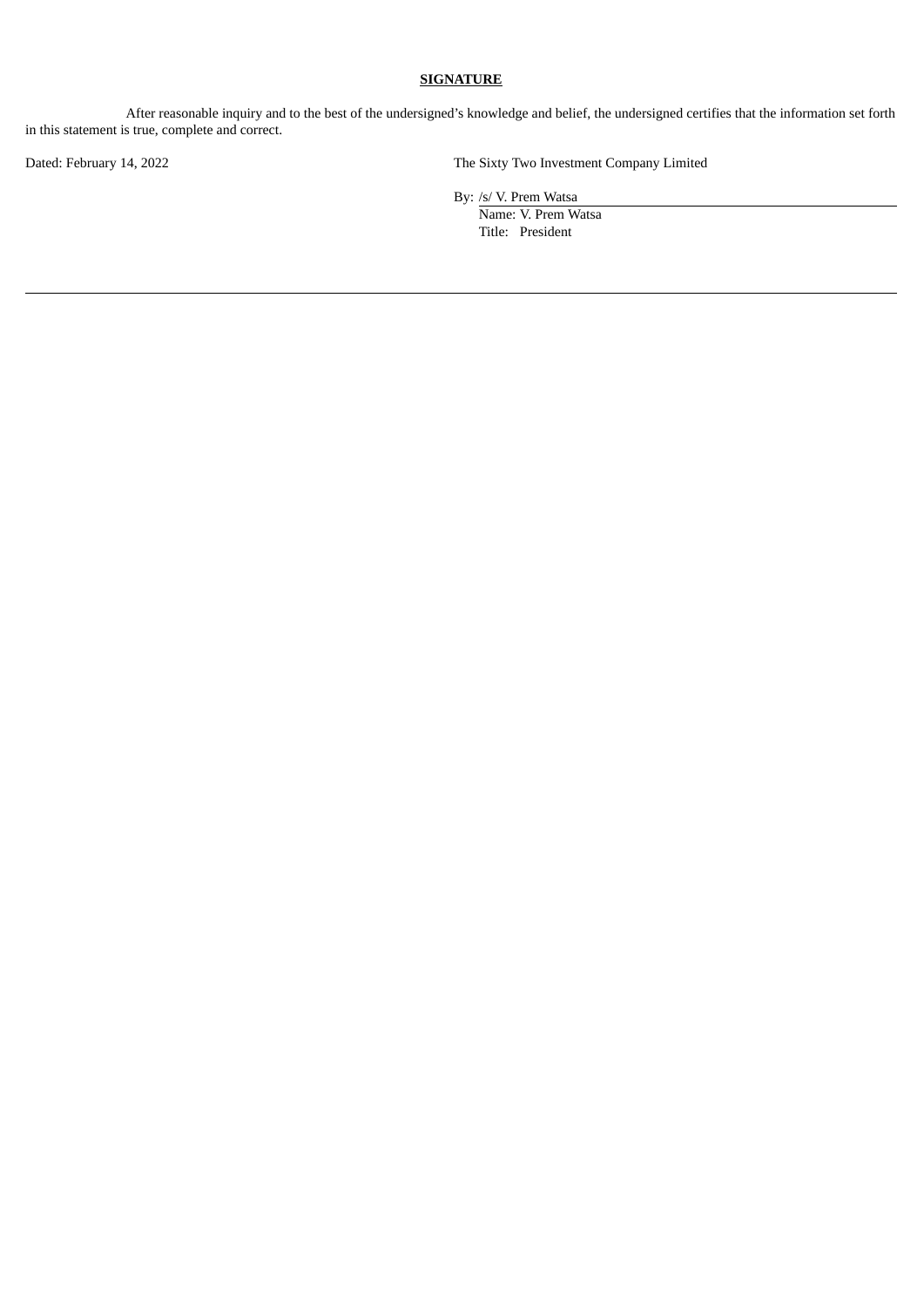**SIGNATURE**

After reasonable inquiry and to the best of the undersigned's knowledge and belief, the undersigned certifies that the information set forth in this statement is true, complete and correct.

Dated: February 14, 2022

The Sixty Two Investment Company Limited

By: /s/ V. Prem Watsa
Name: V. Prem Watsa
Title: President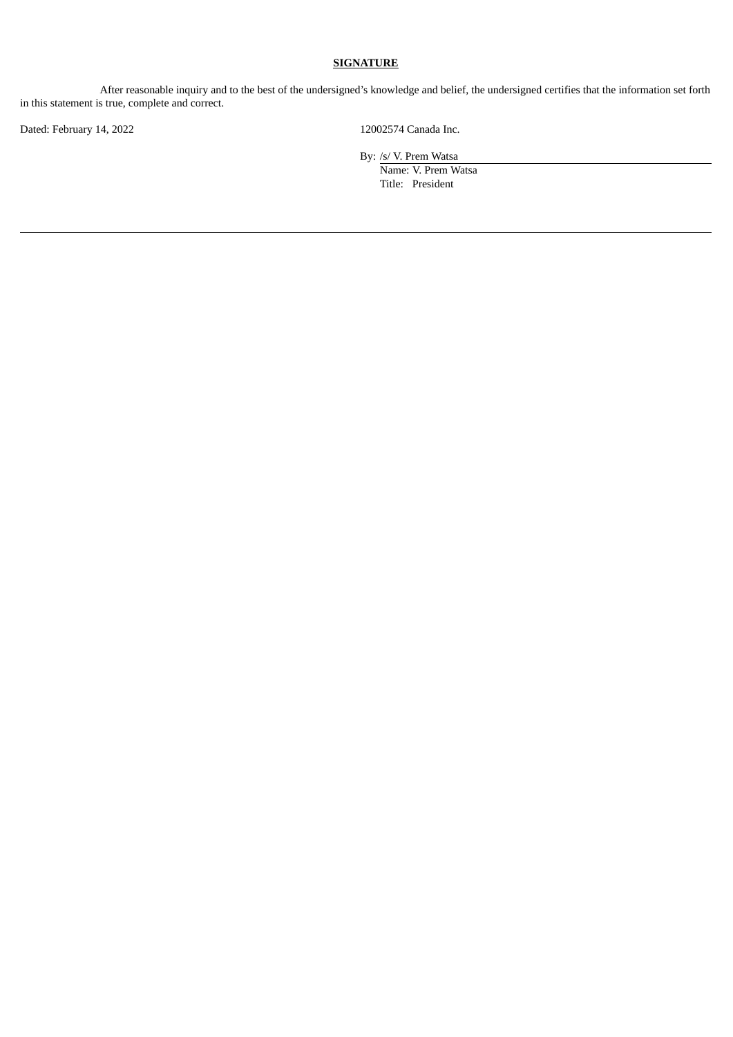**SIGNATURE**

After reasonable inquiry and to the best of the undersigned's knowledge and belief, the undersigned certifies that the information set forth in this statement is true, complete and correct.

Dated: February 14, 2022

12002574 Canada Inc.

By: /s/ V. Prem Watsa
Name: V. Prem Watsa
Title: President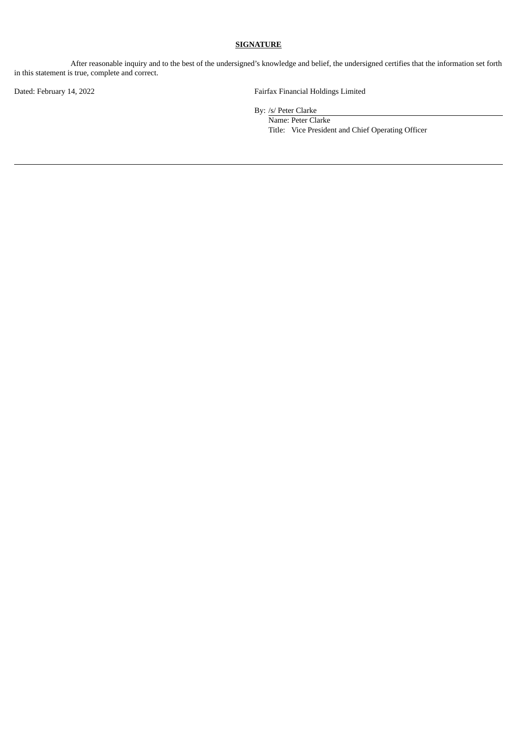**SIGNATURE**

After reasonable inquiry and to the best of the undersigned's knowledge and belief, the undersigned certifies that the information set forth in this statement is true, complete and correct.

Dated: February 14, 2022

Fairfax Financial Holdings Limited

By: /s/ Peter Clarke
Name: Peter Clarke
Title: Vice President and Chief Operating Officer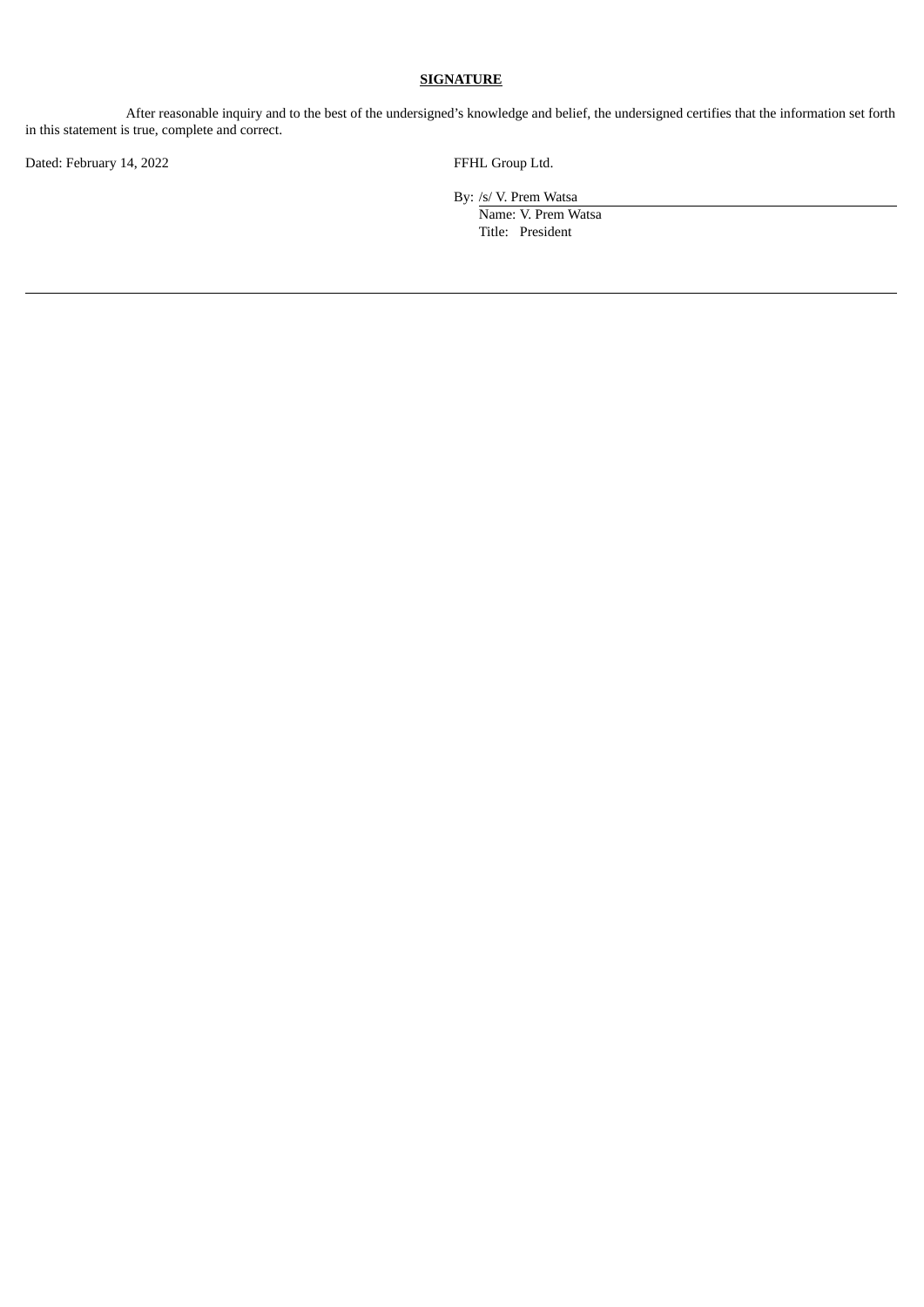## **SIGNATURE**

After reasonable inquiry and to the best of the undersigned's knowledge and belief, the undersigned certifies that the information set forth in this statement is true, complete and correct.

Dated: February 14, 2022

FFHL Group Ltd.

By: /s/ V. Prem Watsa

Name: V. Prem Watsa

Title: President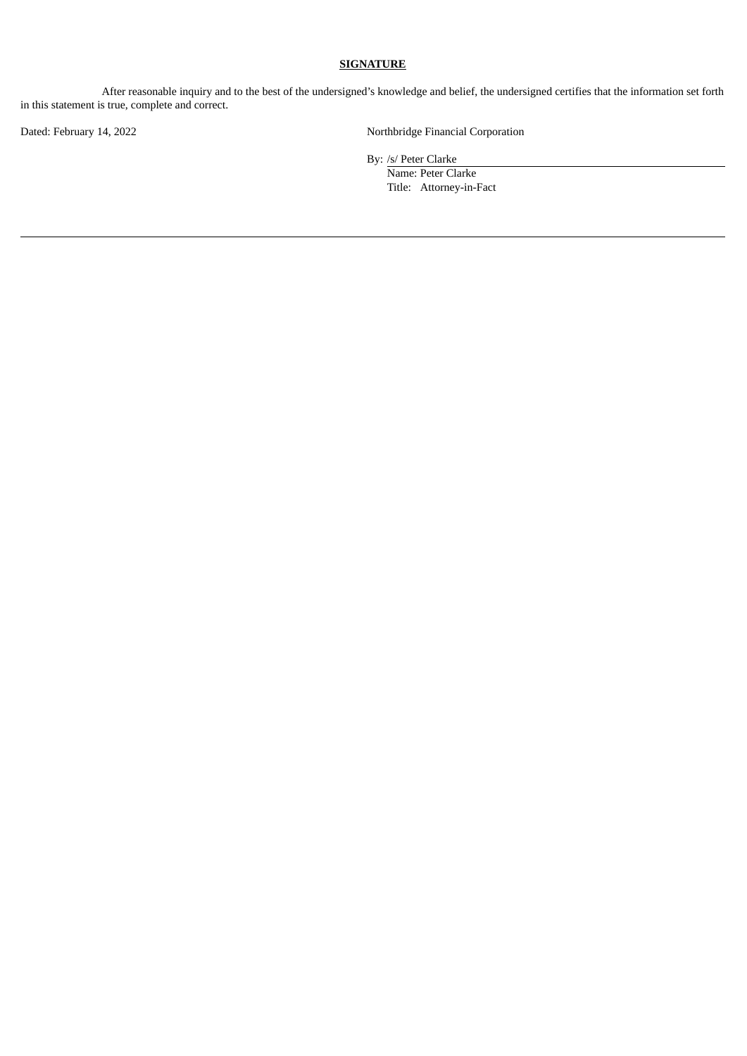**SIGNATURE**

After reasonable inquiry and to the best of the undersigned's knowledge and belief, the undersigned certifies that the information set forth in this statement is true, complete and correct.

Dated: February 14, 2022

Northbridge Financial Corporation

By: /s/ Peter Clarke

Name: Peter Clarke

Title: Attorney-in-Fact

---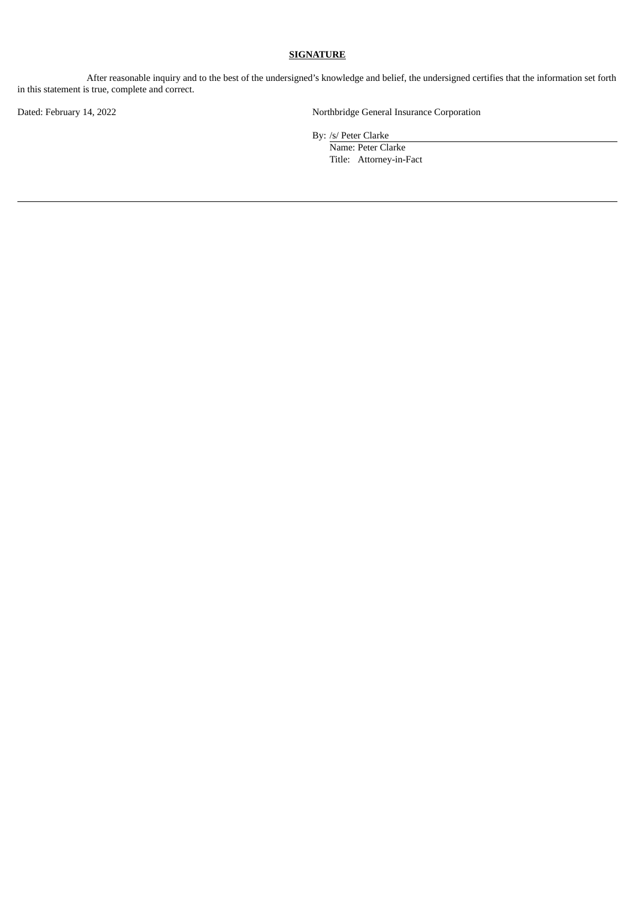**SIGNATURE**

After reasonable inquiry and to the best of the undersigned's knowledge and belief, the undersigned certifies that the information set forth in this statement is true, complete and correct.

Dated: February 14, 2022

Northbridge General Insurance Corporation

By: /s/ Peter Clarke
Name: Peter Clarke
Title: Attorney-in-Fact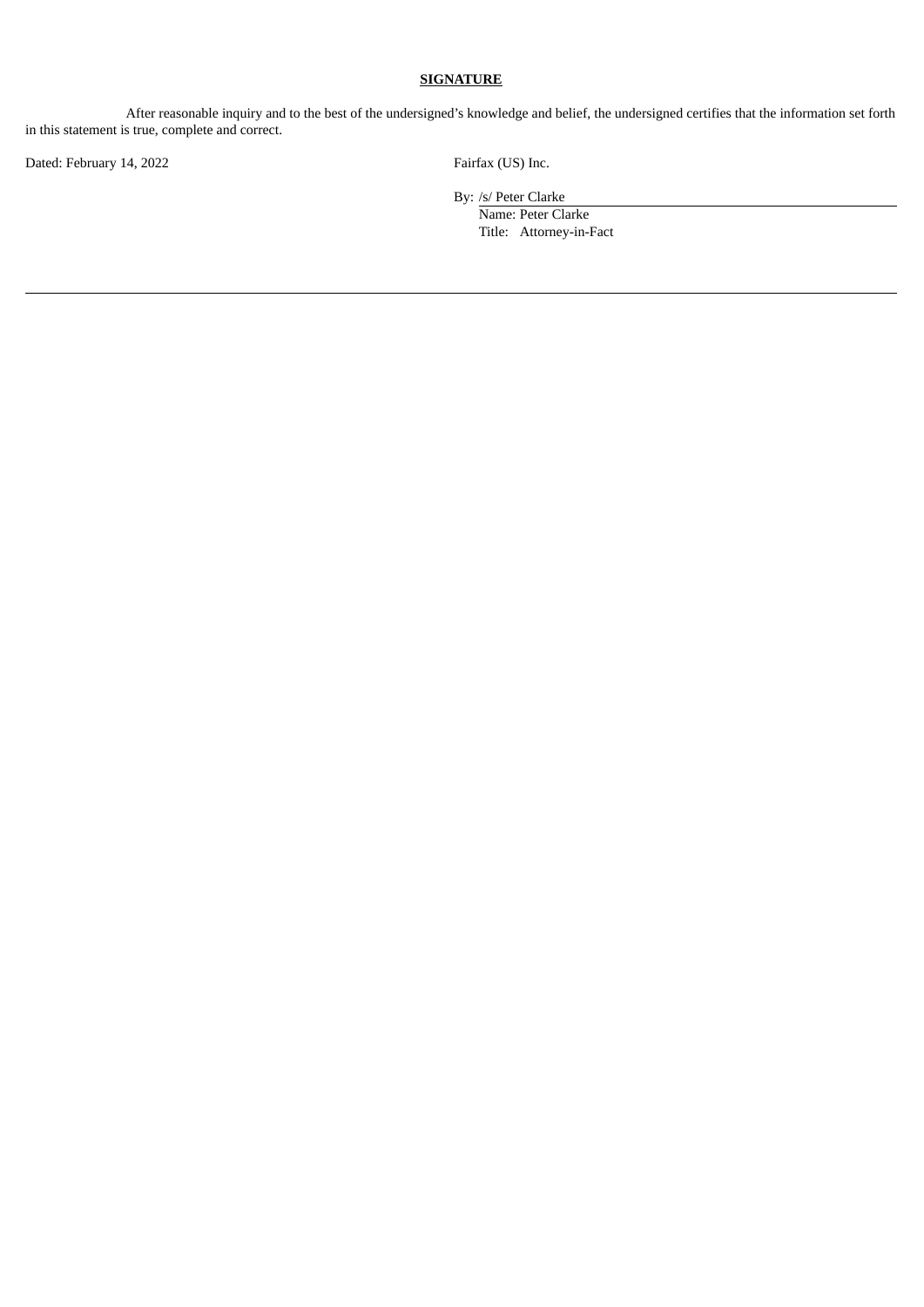**SIGNATURE**

After reasonable inquiry and to the best of the undersigned's knowledge and belief, the undersigned certifies that the information set forth in this statement is true, complete and correct.

Dated: February 14, 2022

Fairfax (US) Inc.

By: /s/ Peter Clarke
Name: Peter Clarke
Title: Attorney-in-Fact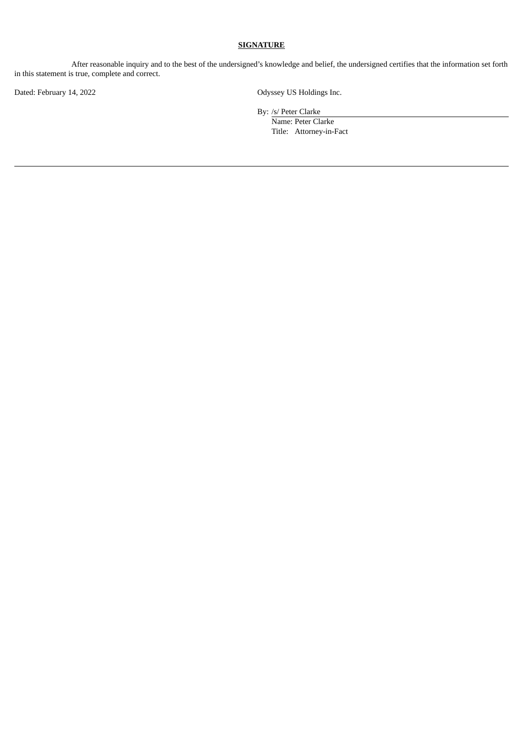**SIGNATURE**

After reasonable inquiry and to the best of the undersigned's knowledge and belief, the undersigned certifies that the information set forth in this statement is true, complete and correct.

Dated: February 14, 2022

Odyssey US Holdings Inc.

By: /s/ Peter Clarke

Name: Peter Clarke

Title: Attorney-in-Fact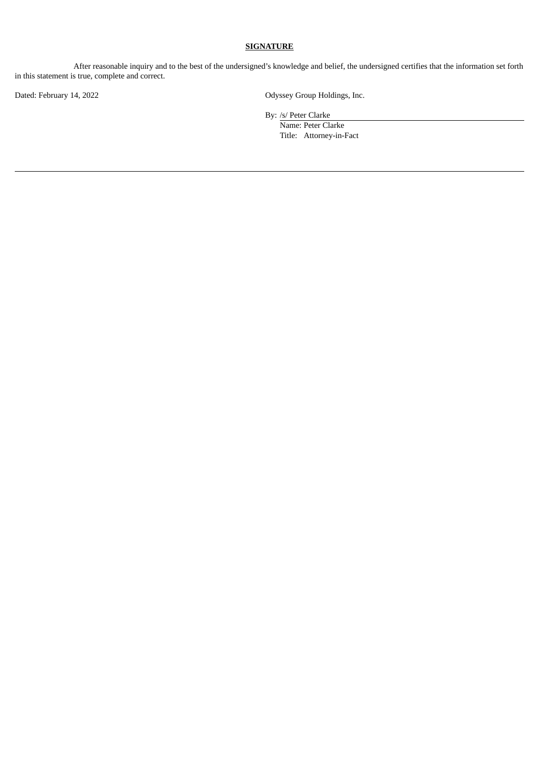**SIGNATURE**

After reasonable inquiry and to the best of the undersigned's knowledge and belief, the undersigned certifies that the information set forth in this statement is true, complete and correct.

Dated: February 14, 2022

Odyssey Group Holdings, Inc.

By: /s/ Peter Clarke
Name: Peter Clarke
Title: Attorney-in-Fact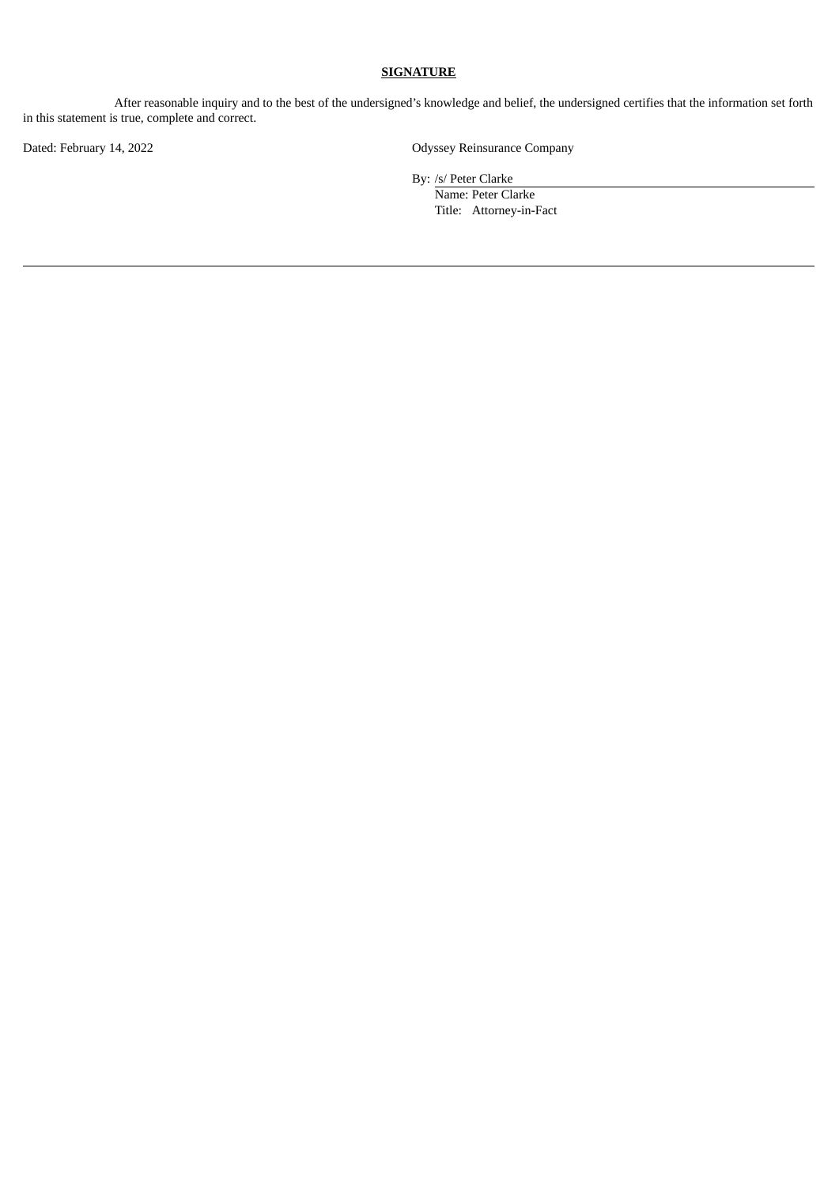**SIGNATURE**

After reasonable inquiry and to the best of the undersigned's knowledge and belief, the undersigned certifies that the information set forth in this statement is true, complete and correct.

Dated: February 14, 2022

Odyssey Reinsurance Company

By: /s/ Peter Clarke
Name: Peter Clarke
Title: Attorney-in-Fact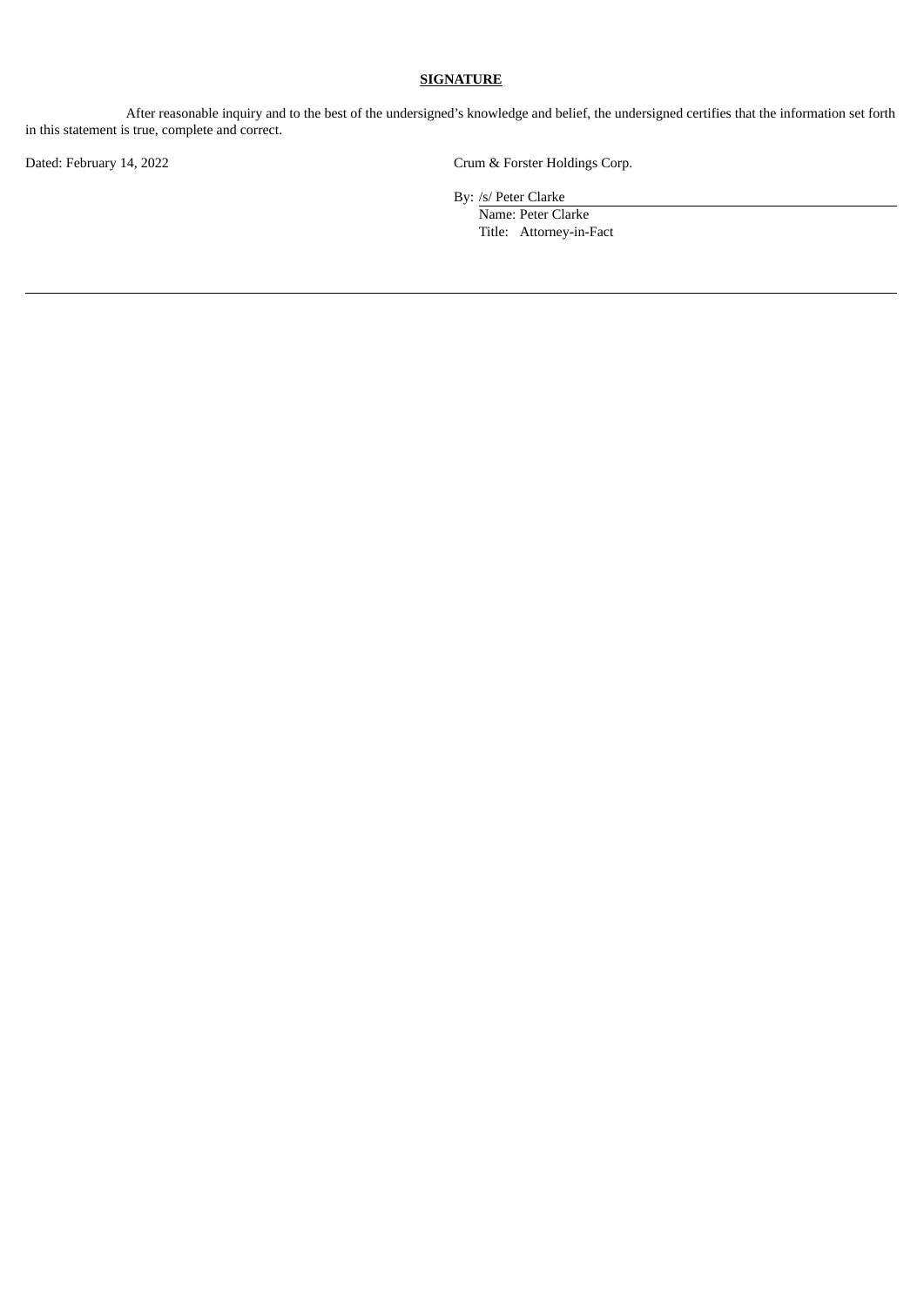**SIGNATURE**

After reasonable inquiry and to the best of the undersigned's knowledge and belief, the undersigned certifies that the information set forth in this statement is true, complete and correct.

Dated: February 14, 2022

Crum & Forster Holdings Corp.

By: /s/ Peter Clarke
Name: Peter Clarke
Title: Attorney-in-Fact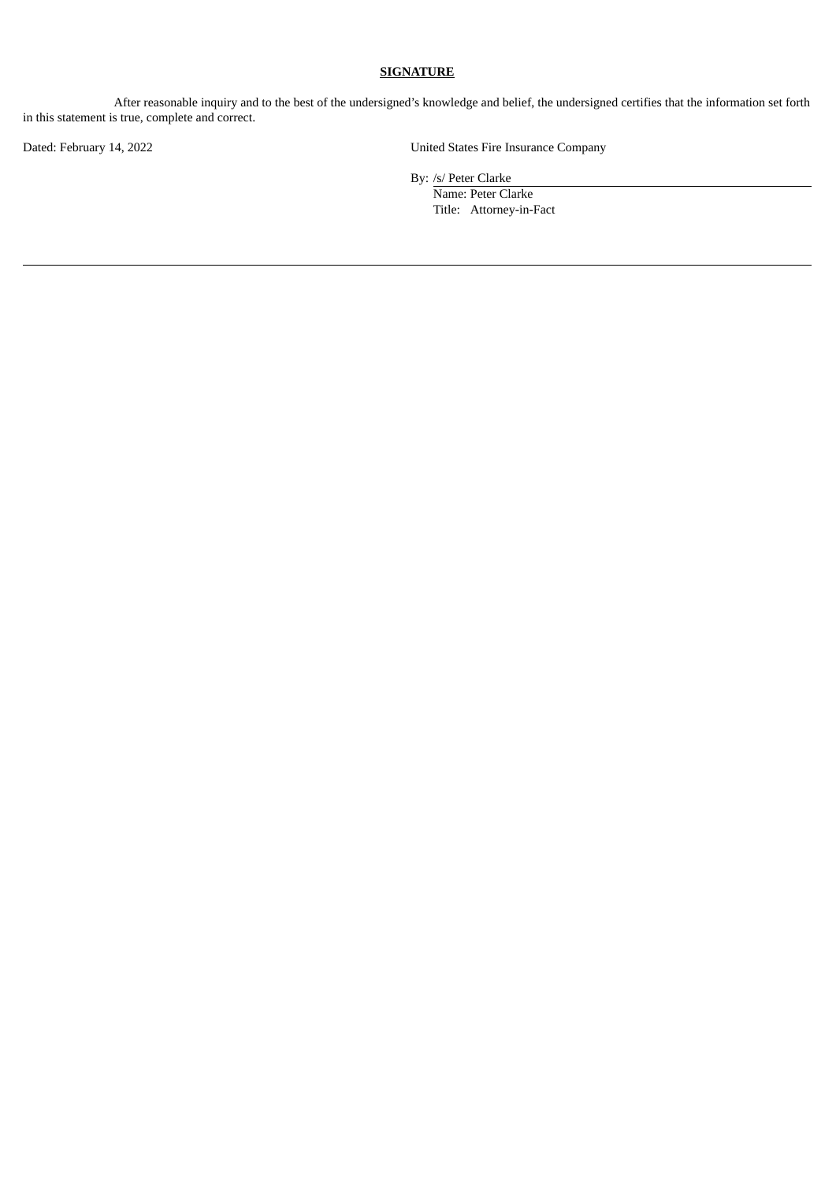**SIGNATURE**

After reasonable inquiry and to the best of the undersigned's knowledge and belief, the undersigned certifies that the information set forth in this statement is true, complete and correct.

Dated: February 14, 2022

United States Fire Insurance Company

By: /s/ Peter Clarke

Name: Peter Clarke

Title: Attorney-in-Fact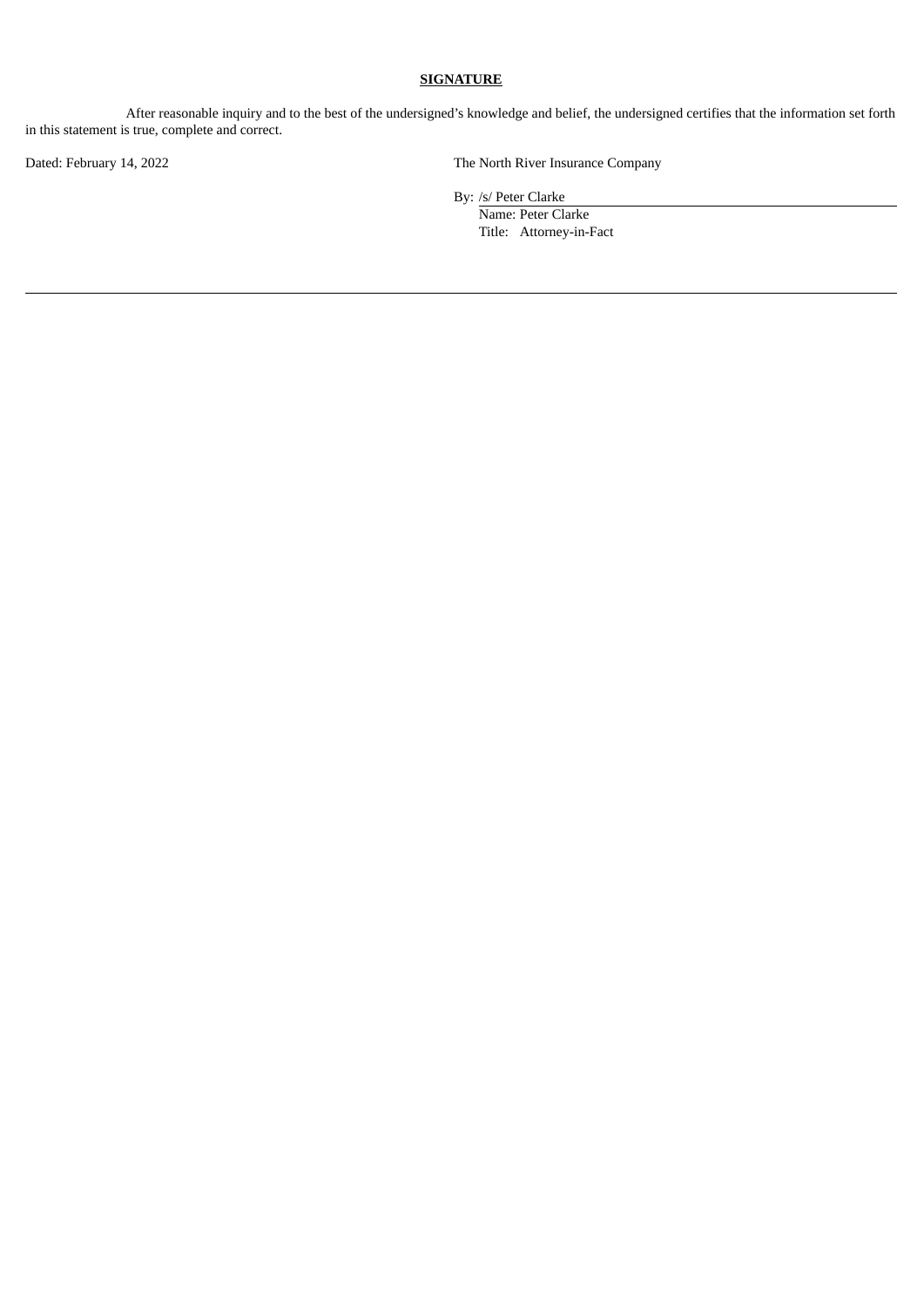**SIGNATURE**

After reasonable inquiry and to the best of the undersigned's knowledge and belief, the undersigned certifies that the information set forth in this statement is true, complete and correct.

Dated: February 14, 2022

The North River Insurance Company

By: /s/ Peter Clarke
Name: Peter Clarke
Title: Attorney-in-Fact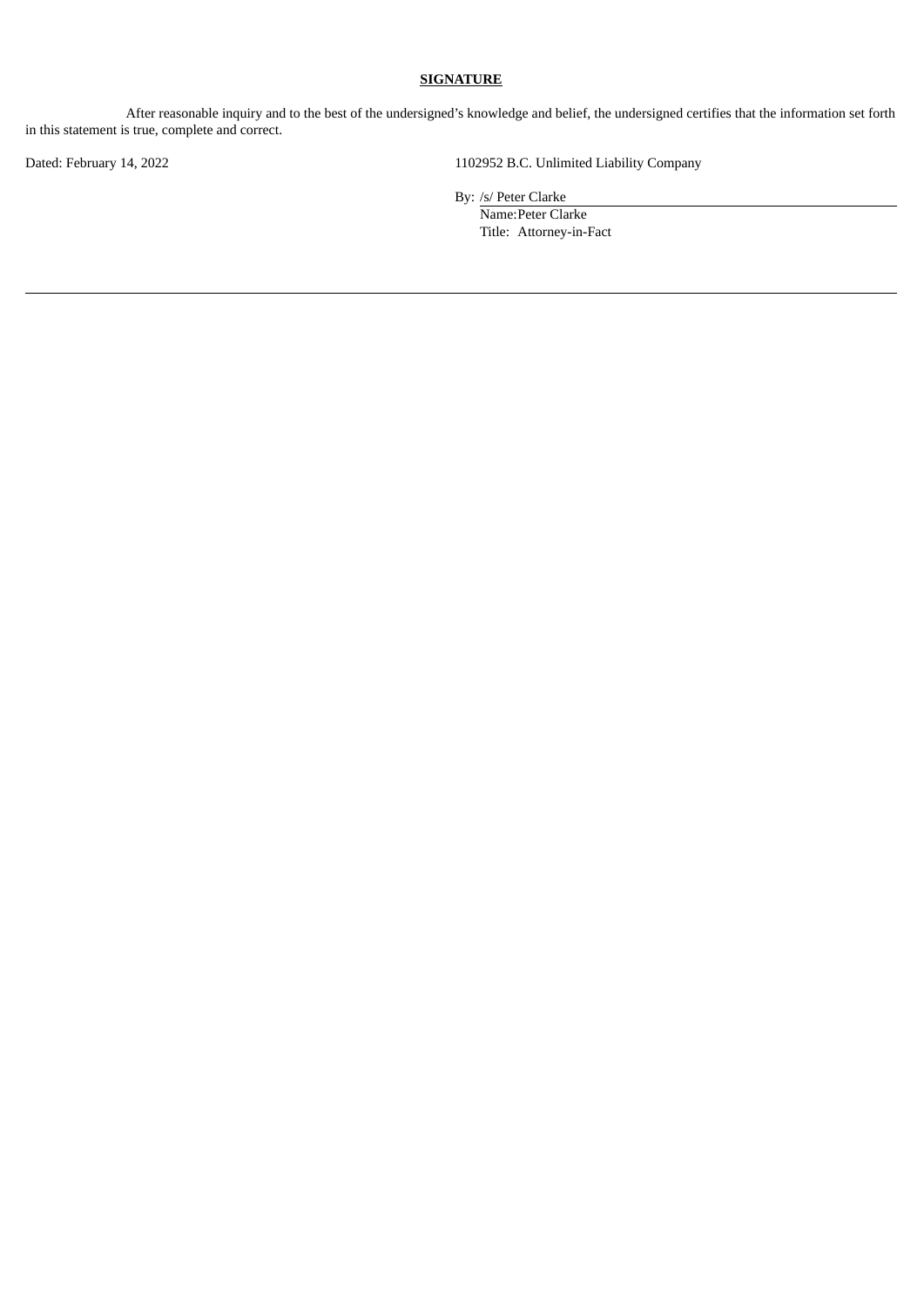**SIGNATURE**

After reasonable inquiry and to the best of the undersigned's knowledge and belief, the undersigned certifies that the information set forth in this statement is true, complete and correct.

Dated: February 14, 2022

1102952 B.C. Unlimited Liability Company

By: /s/ Peter Clarke

Name: Peter Clarke

Title: Attorney-in-Fact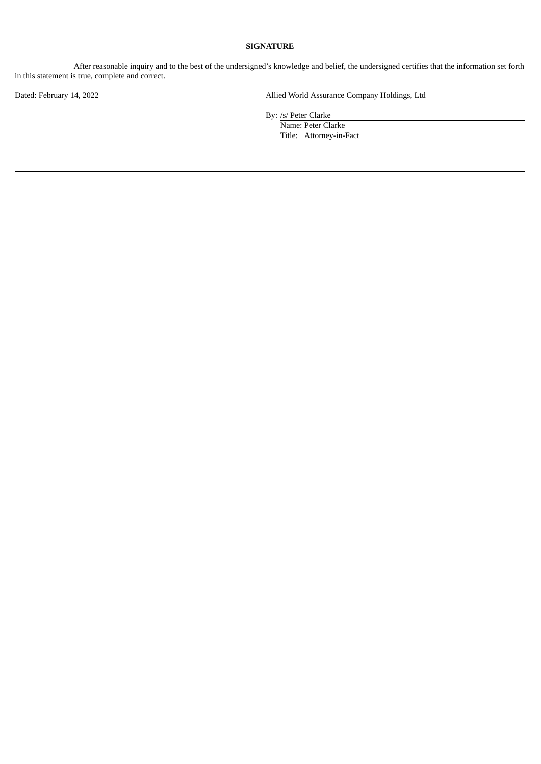**SIGNATURE**

After reasonable inquiry and to the best of the undersigned's knowledge and belief, the undersigned certifies that the information set forth in this statement is true, complete and correct.

Dated: February 14, 2022

Allied World Assurance Company Holdings, Ltd

By: /s/ Peter Clarke
Name: Peter Clarke
Title: Attorney-in-Fact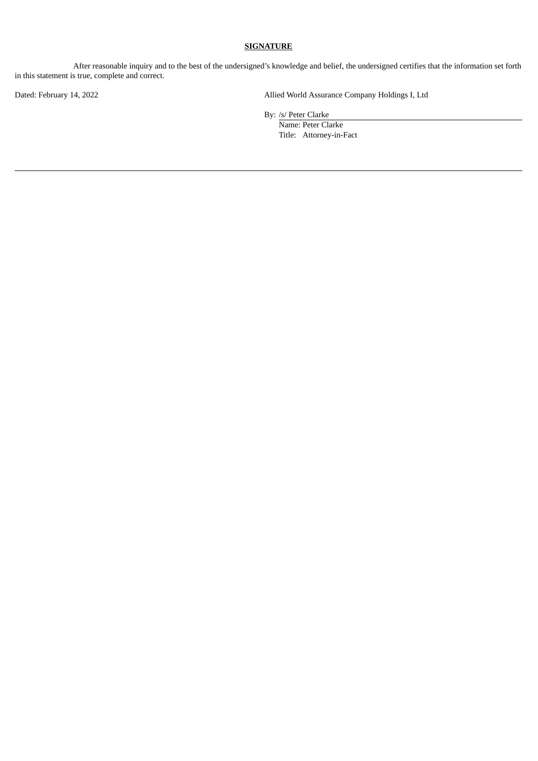**SIGNATURE**

After reasonable inquiry and to the best of the undersigned's knowledge and belief, the undersigned certifies that the information set forth in this statement is true, complete and correct.

Dated: February 14, 2022

Allied World Assurance Company Holdings I, Ltd

By: /s/ Peter Clarke
Name: Peter Clarke
Title: Attorney-in-Fact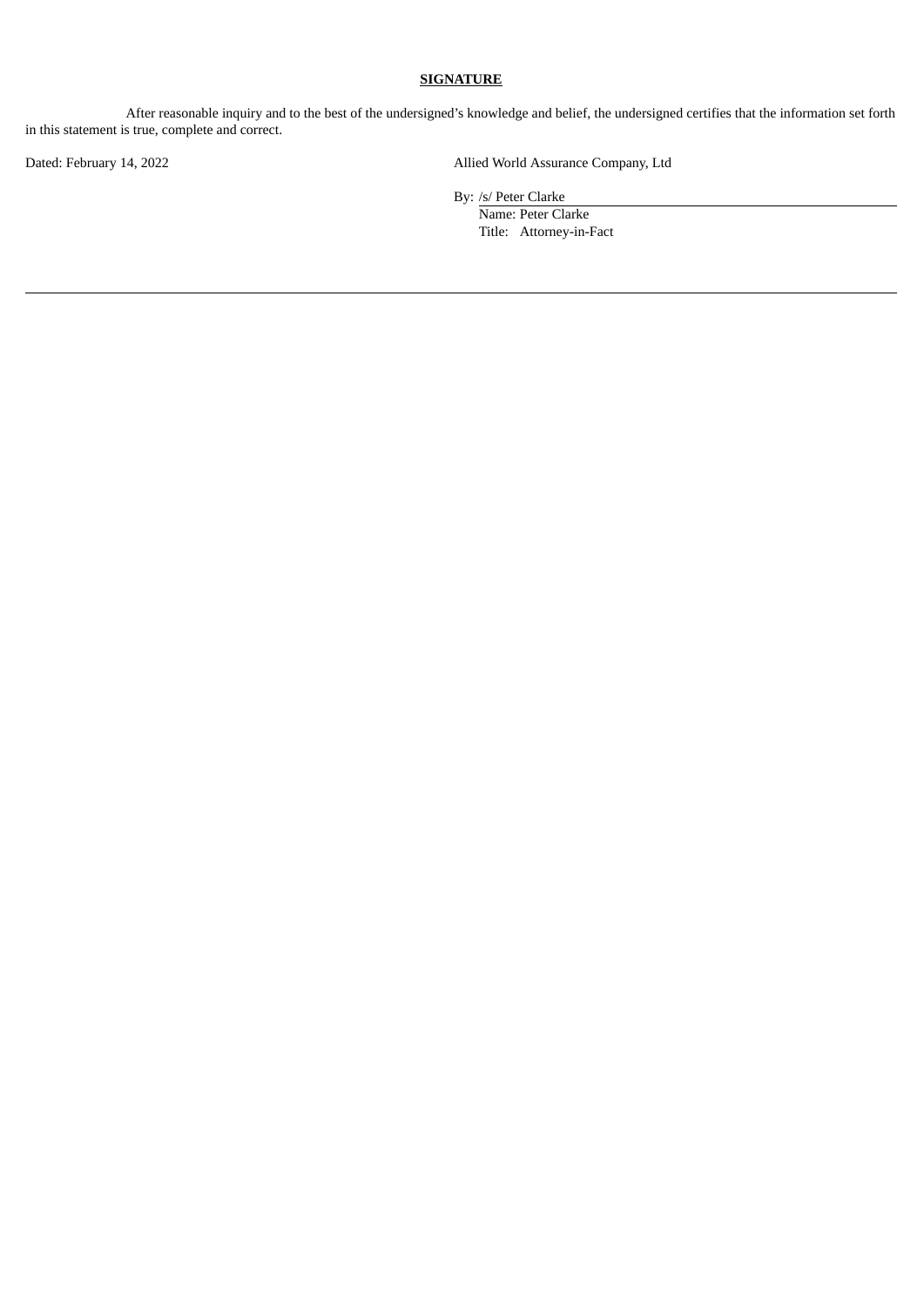**SIGNATURE**

After reasonable inquiry and to the best of the undersigned's knowledge and belief, the undersigned certifies that the information set forth in this statement is true, complete and correct.

Dated: February 14, 2022

Allied World Assurance Company, Ltd

By: /s/ Peter Clarke  
Name: Peter Clarke  
Title: Attorney-in-Fact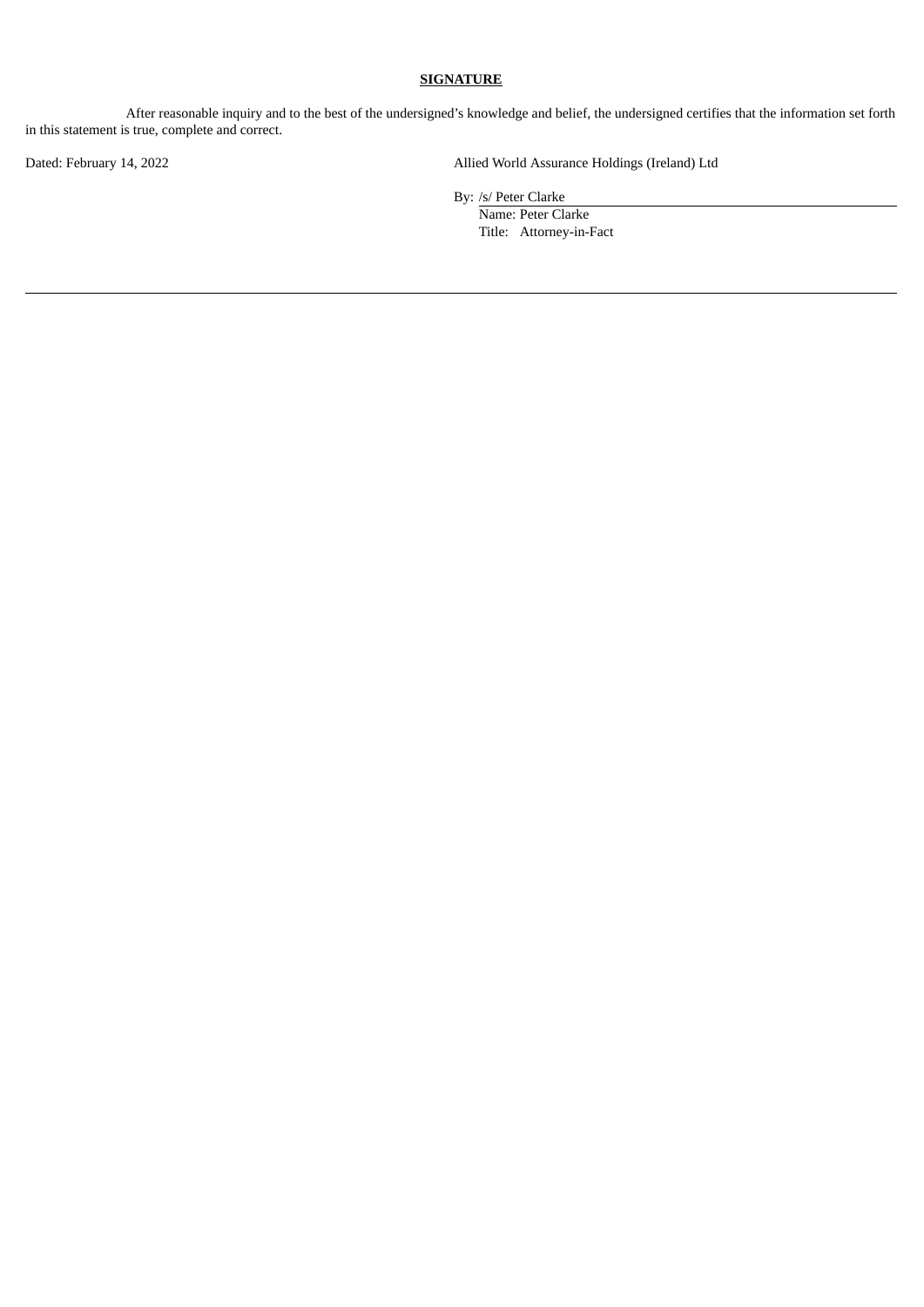**SIGNATURE**

After reasonable inquiry and to the best of the undersigned's knowledge and belief, the undersigned certifies that the information set forth in this statement is true, complete and correct.

Dated: February 14, 2022

Allied World Assurance Holdings (Ireland) Ltd

By: /s/ Peter Clarke
Name: Peter Clarke
Title: Attorney-in-Fact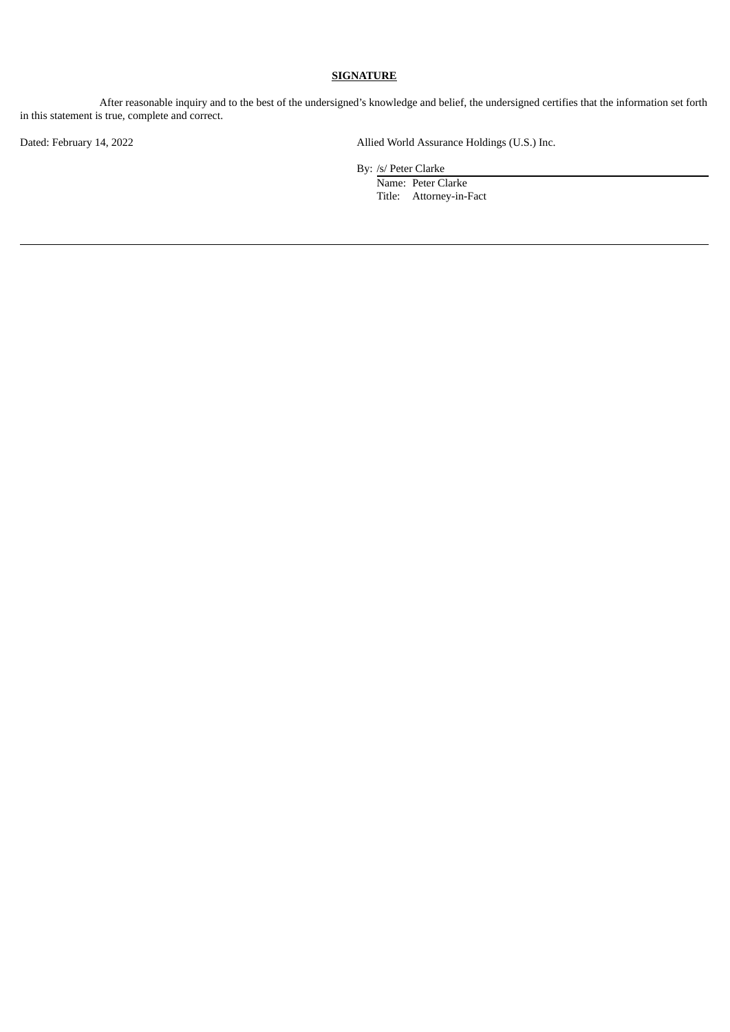**SIGNATURE**

After reasonable inquiry and to the best of the undersigned's knowledge and belief, the undersigned certifies that the information set forth in this statement is true, complete and correct.

Dated: February 14, 2022

Allied World Assurance Holdings (U.S.) Inc.

By: /s/ Peter Clarke
Name: Peter Clarke
Title: Attorney-in-Fact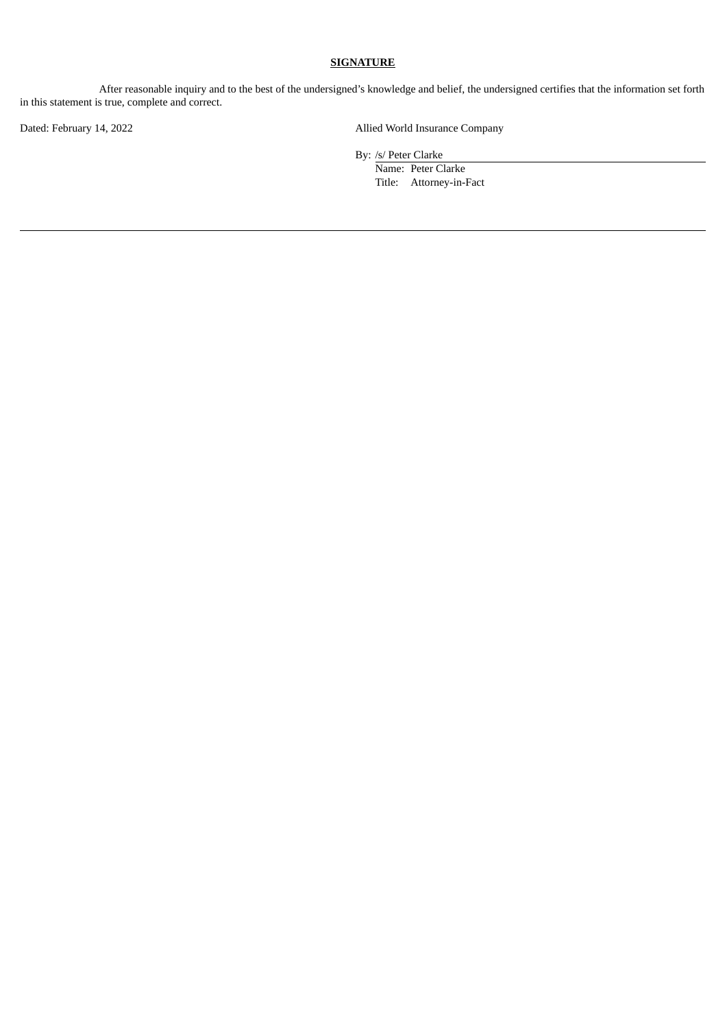**SIGNATURE**

After reasonable inquiry and to the best of the undersigned's knowledge and belief, the undersigned certifies that the information set forth in this statement is true, complete and correct.

Dated: February 14, 2022

Allied World Insurance Company

By: /s/ Peter Clarke
Name: Peter Clarke
Title: Attorney-in-Fact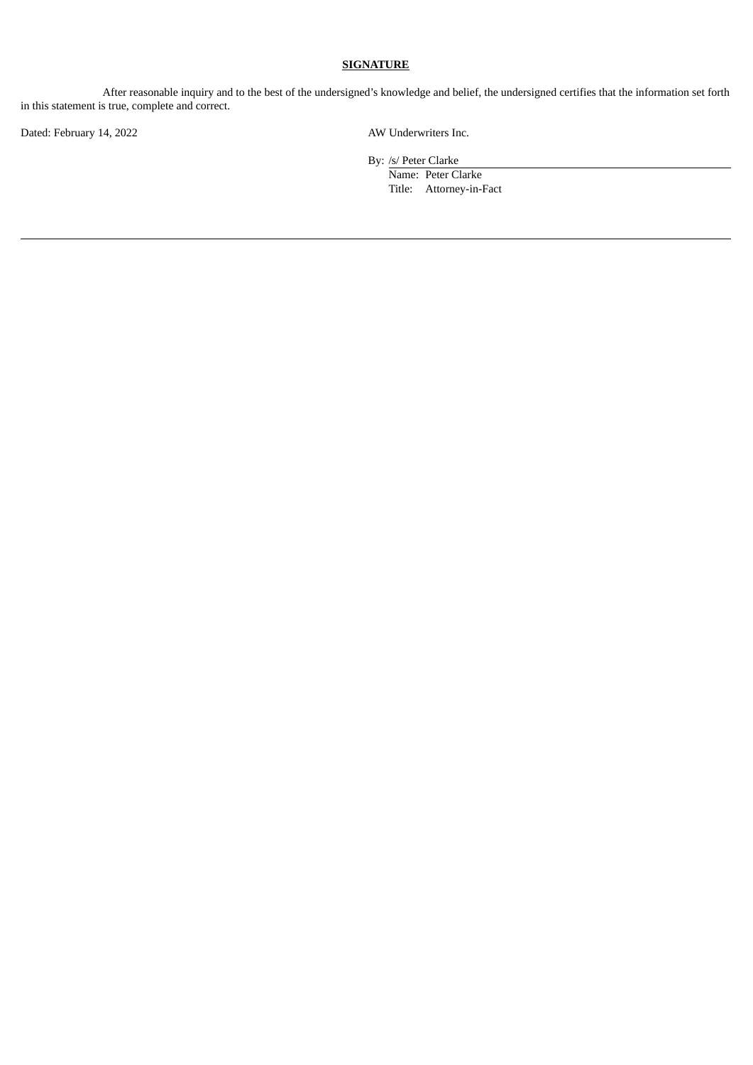**SIGNATURE**

After reasonable inquiry and to the best of the undersigned's knowledge and belief, the undersigned certifies that the information set forth in this statement is true, complete and correct.

Dated: February 14, 2022

AW Underwriters Inc.

By: /s/ Peter Clarke
Name: Peter Clarke
Title: Attorney-in-Fact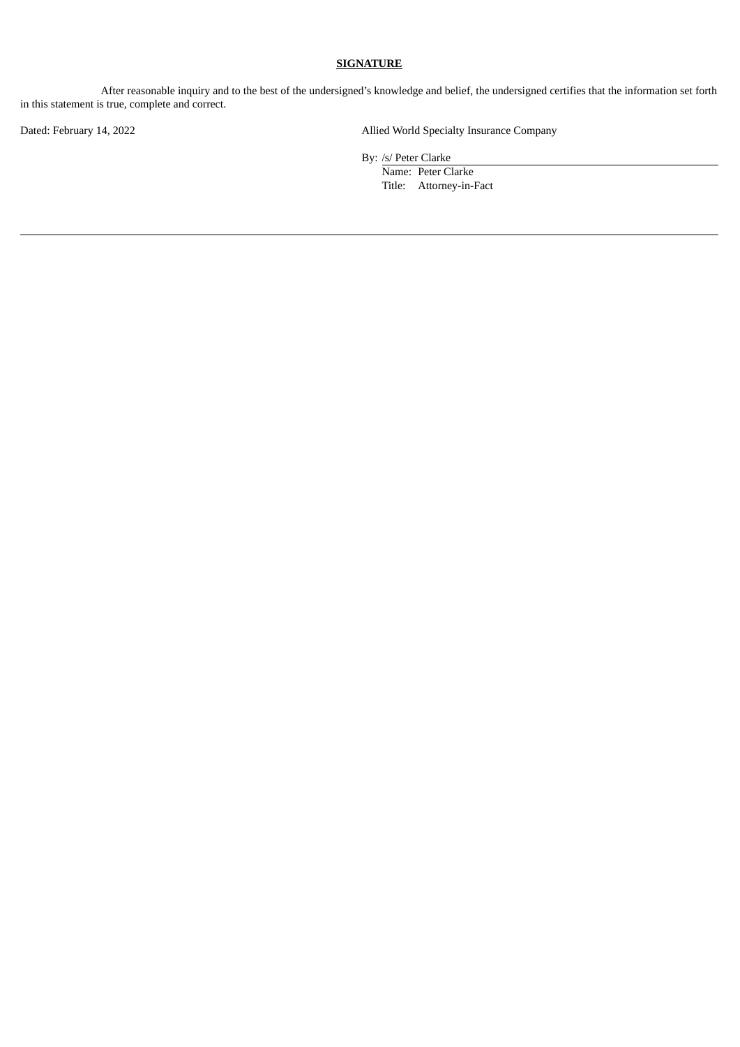**SIGNATURE**

After reasonable inquiry and to the best of the undersigned's knowledge and belief, the undersigned certifies that the information set forth in this statement is true, complete and correct.

Dated: February 14, 2022

Allied World Specialty Insurance Company

By: /s/ Peter Clarke

Name: Peter Clarke

Title: Attorney-in-Fact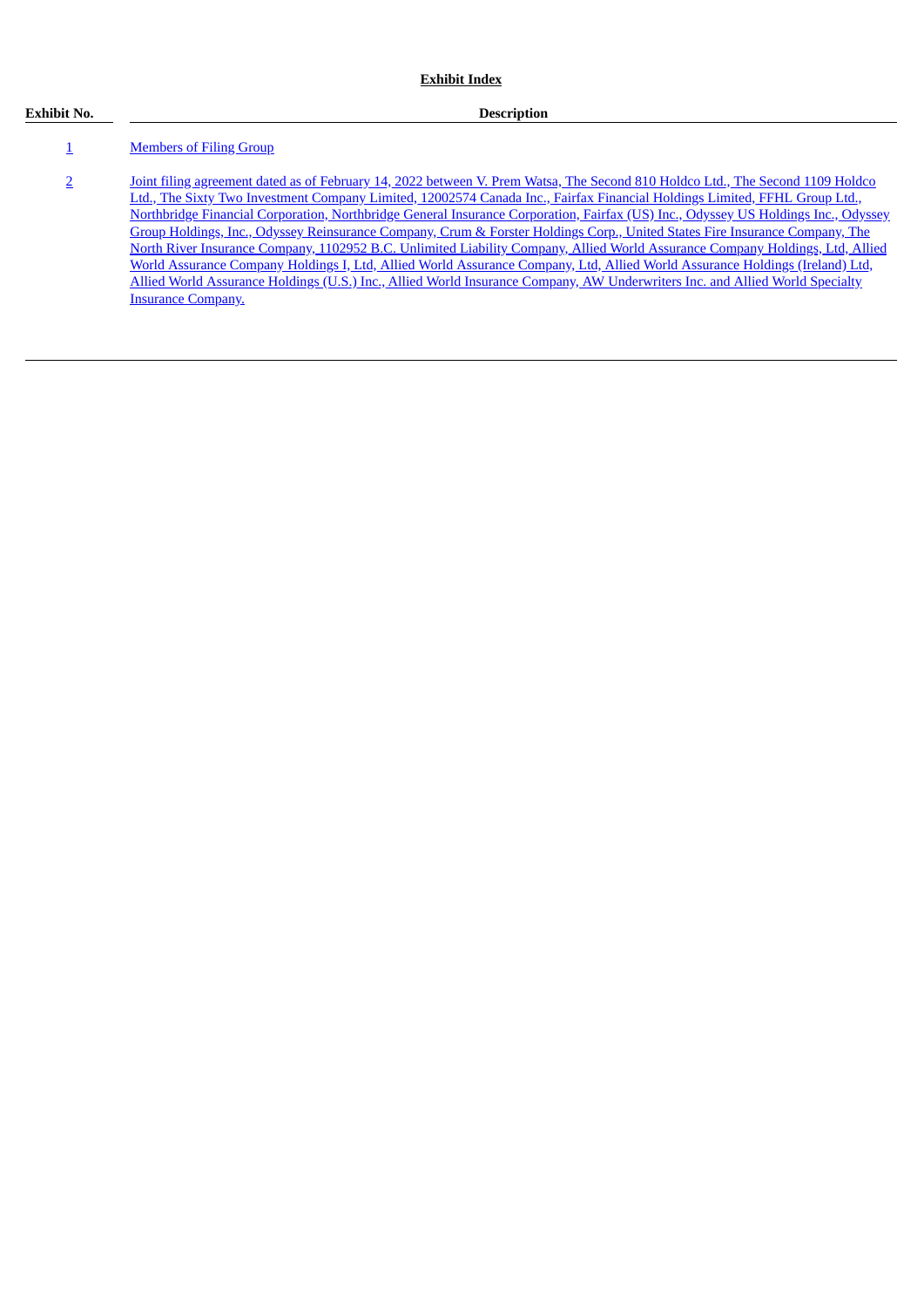**Exhibit Index**

| Exhibit No. | Description |
| --- | --- |
| 1 | Members of Filing Group |
| 2 | Joint filing agreement dated as of February 14, 2022 between V. Prem Watsa, The Second 810 Holdco Ltd., The Second 1109 Holdco Ltd., The Sixty Two Investment Company Limited, 12002574 Canada Inc., Fairfax Financial Holdings Limited, FFHL Group Ltd., Northbridge Financial Corporation, Northbridge General Insurance Corporation, Fairfax (US) Inc., Odyssey US Holdings Inc., Odyssey Group Holdings, Inc., Odyssey Reinsurance Company, Crum & Forster Holdings Corp., United States Fire Insurance Company, The North River Insurance Company, 1102952 B.C. Unlimited Liability Company, Allied World Assurance Company Holdings, Ltd, Allied World Assurance Company Holdings I, Ltd, Allied World Assurance Company, Ltd, Allied World Assurance Holdings (Ireland) Ltd, Allied World Assurance Holdings (U.S.) Inc., Allied World Insurance Company, AW Underwriters Inc. and Allied World Specialty Insurance Company. |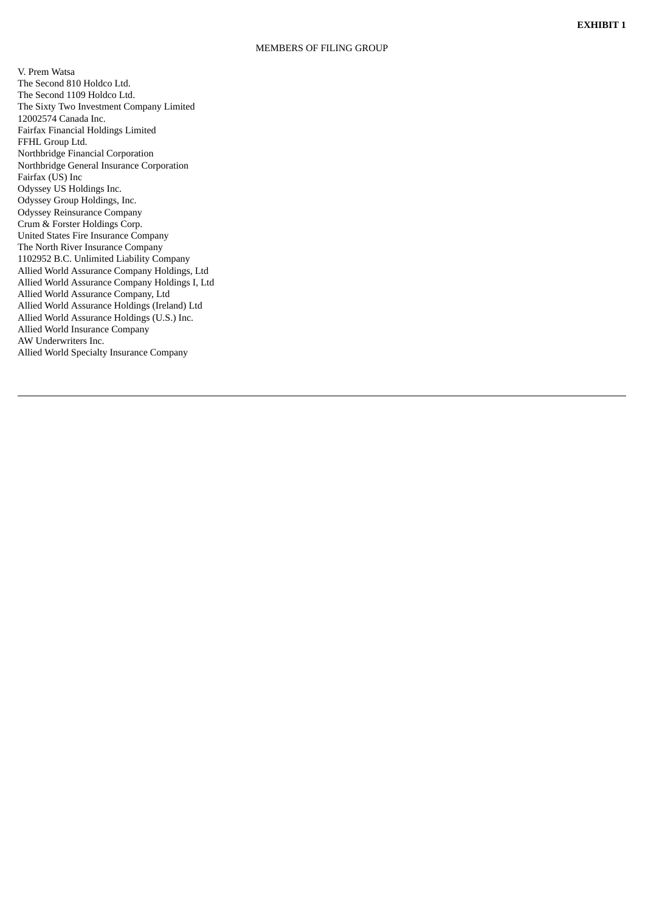**EXHIBIT 1**

MEMBERS OF FILING GROUP

V. Prem Watsa
The Second 810 Holdco Ltd.
The Second 1109 Holdco Ltd.
The Sixty Two Investment Company Limited
12002574 Canada Inc.
Fairfax Financial Holdings Limited
FFHL Group Ltd.
Northbridge Financial Corporation
Northbridge General Insurance Corporation
Fairfax (US) Inc
Odyssey US Holdings Inc.
Odyssey Group Holdings, Inc.
Odyssey Reinsurance Company
Crum & Forster Holdings Corp.
United States Fire Insurance Company
The North River Insurance Company
1102952 B.C. Unlimited Liability Company
Allied World Assurance Company Holdings, Ltd
Allied World Assurance Company Holdings I, Ltd
Allied World Assurance Company, Ltd
Allied World Assurance Holdings (Ireland) Ltd
Allied World Assurance Holdings (U.S.) Inc.
Allied World Insurance Company
AW Underwriters Inc.
Allied World Specialty Insurance Company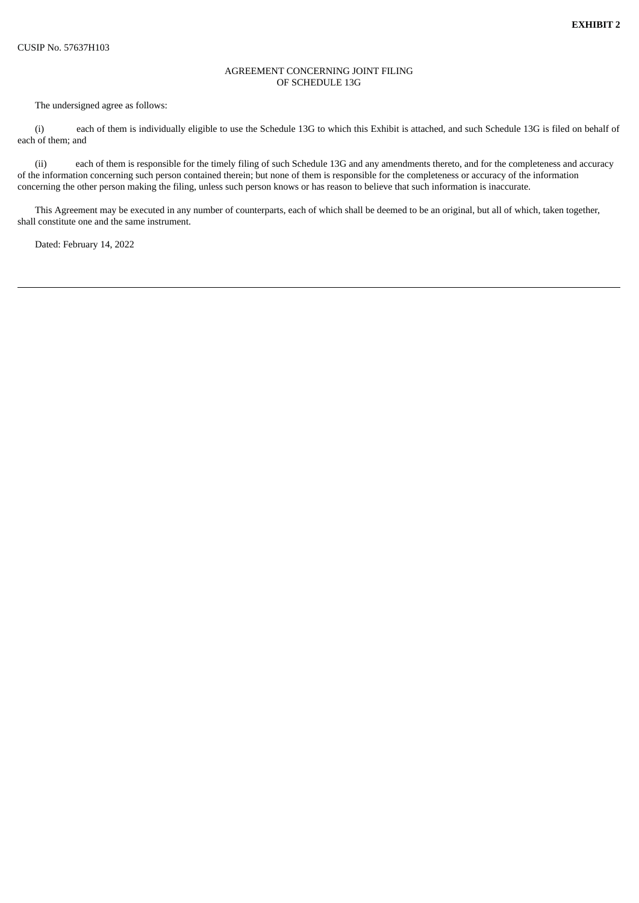**EXHIBIT 2**

CUSIP No. 57637H103

AGREEMENT CONCERNING JOINT FILING
OF SCHEDULE 13G

The undersigned agree as follows:

(i) each of them is individually eligible to use the Schedule 13G to which this Exhibit is attached, and such Schedule 13G is filed on behalf of each of them; and

(ii) each of them is responsible for the timely filing of such Schedule 13G and any amendments thereto, and for the completeness and accuracy of the information concerning such person contained therein; but none of them is responsible for the completeness or accuracy of the information concerning the other person making the filing, unless such person knows or has reason to believe that such information is inaccurate.

This Agreement may be executed in any number of counterparts, each of which shall be deemed to be an original, but all of which, taken together, shall constitute one and the same instrument.

Dated: February 14, 2022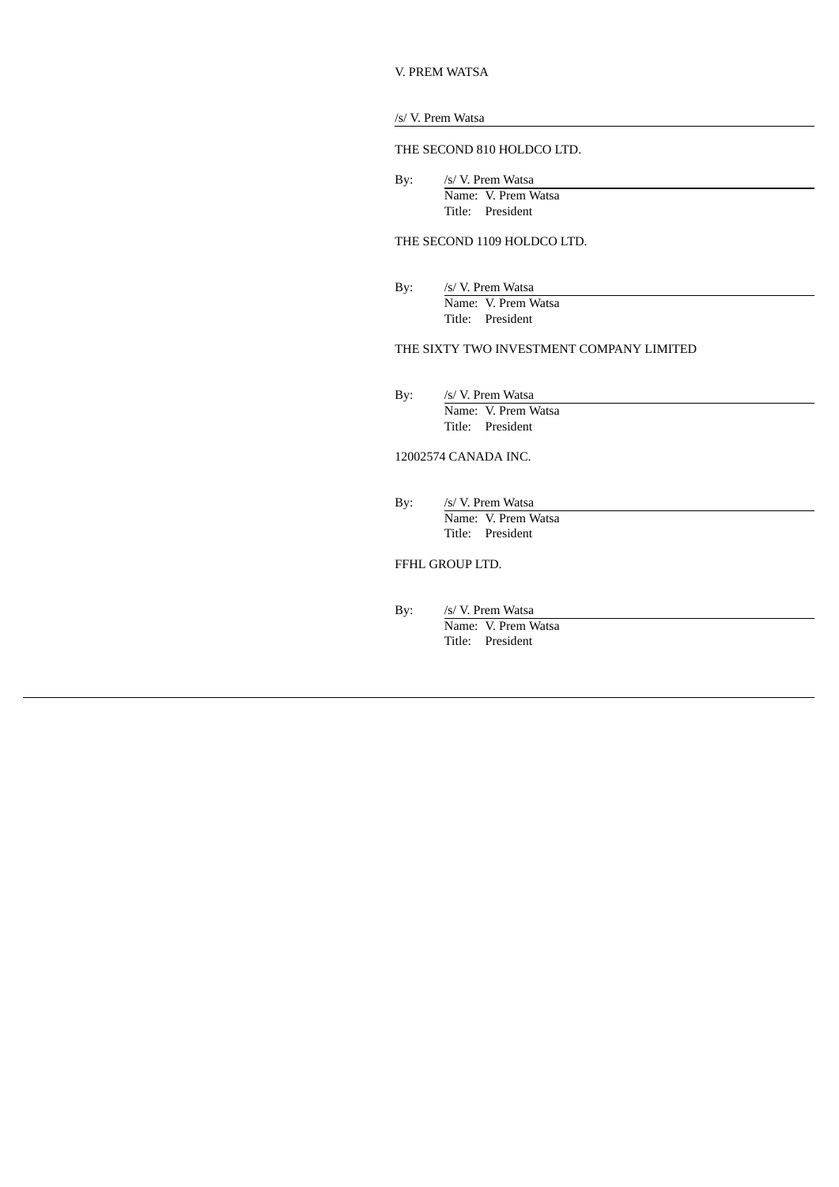V. PREM WATSA

/s/ V. Prem Watsa

THE SECOND 810 HOLDCO LTD.

By: /s/ V. Prem Watsa
Name: V. Prem Watsa
Title: President

THE SECOND 1109 HOLDCO LTD.

By: /s/ V. Prem Watsa
Name: V. Prem Watsa
Title: President

THE SIXTY TWO INVESTMENT COMPANY LIMITED

By: /s/ V. Prem Watsa
Name: V. Prem Watsa
Title: President

12002574 CANADA INC.

By: /s/ V. Prem Watsa
Name: V. Prem Watsa
Title: President

FFHL GROUP LTD.

By: /s/ V. Prem Watsa
Name: V. Prem Watsa
Title: President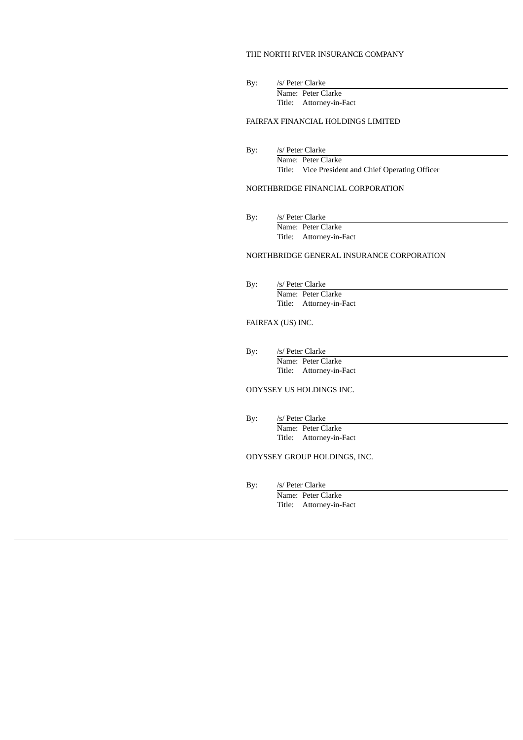THE NORTH RIVER INSURANCE COMPANY

By: /s/ Peter Clarke
Name: Peter Clarke
Title: Attorney-in-Fact

FAIRFAX FINANCIAL HOLDINGS LIMITED

By: /s/ Peter Clarke
Name: Peter Clarke
Title: Vice President and Chief Operating Officer

NORTHBRIDGE FINANCIAL CORPORATION

By: /s/ Peter Clarke
Name: Peter Clarke
Title: Attorney-in-Fact

NORTHBRIDGE GENERAL INSURANCE CORPORATION

By: /s/ Peter Clarke
Name: Peter Clarke
Title: Attorney-in-Fact

FAIRFAX (US) INC.

By: /s/ Peter Clarke
Name: Peter Clarke
Title: Attorney-in-Fact

ODYSSEY US HOLDINGS INC.

By: /s/ Peter Clarke
Name: Peter Clarke
Title: Attorney-in-Fact

ODYSSEY GROUP HOLDINGS, INC.

By: /s/ Peter Clarke
Name: Peter Clarke
Title: Attorney-in-Fact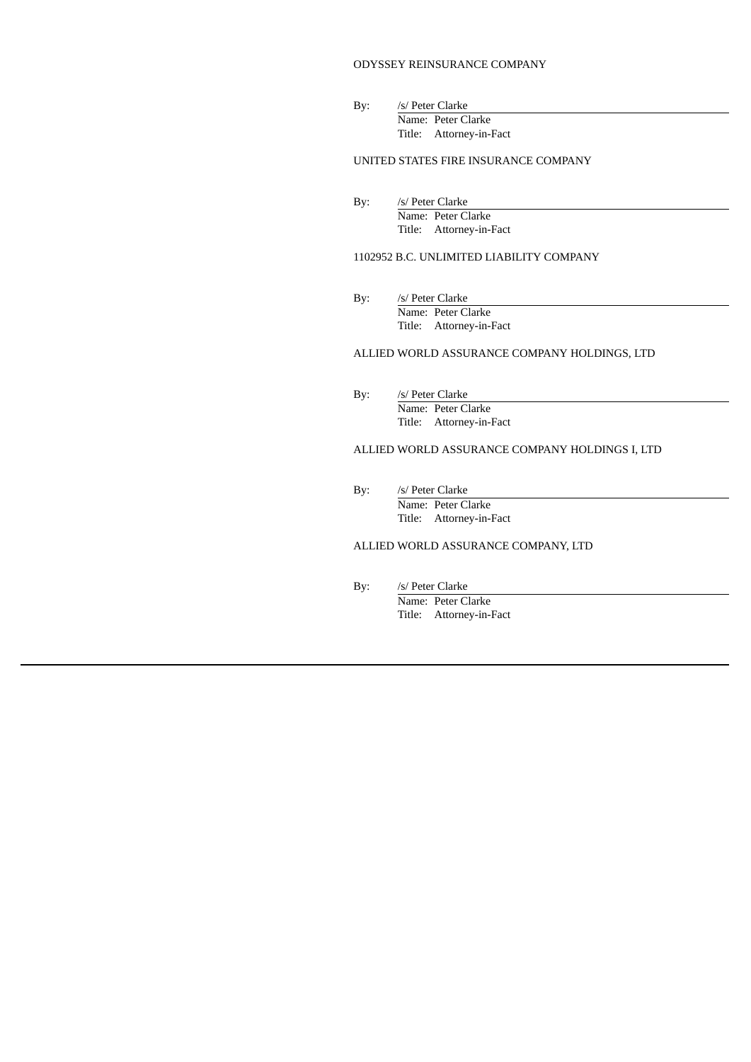ODYSSEY REINSURANCE COMPANY

By: /s/ Peter Clarke
Name: Peter Clarke
Title: Attorney-in-Fact

UNITED STATES FIRE INSURANCE COMPANY

By: /s/ Peter Clarke
Name: Peter Clarke
Title: Attorney-in-Fact

1102952 B.C. UNLIMITED LIABILITY COMPANY

By: /s/ Peter Clarke
Name: Peter Clarke
Title: Attorney-in-Fact

ALLIED WORLD ASSURANCE COMPANY HOLDINGS, LTD

By: /s/ Peter Clarke
Name: Peter Clarke
Title: Attorney-in-Fact

ALLIED WORLD ASSURANCE COMPANY HOLDINGS I, LTD

By: /s/ Peter Clarke
Name: Peter Clarke
Title: Attorney-in-Fact

ALLIED WORLD ASSURANCE COMPANY, LTD

By: /s/ Peter Clarke
Name: Peter Clarke
Title: Attorney-in-Fact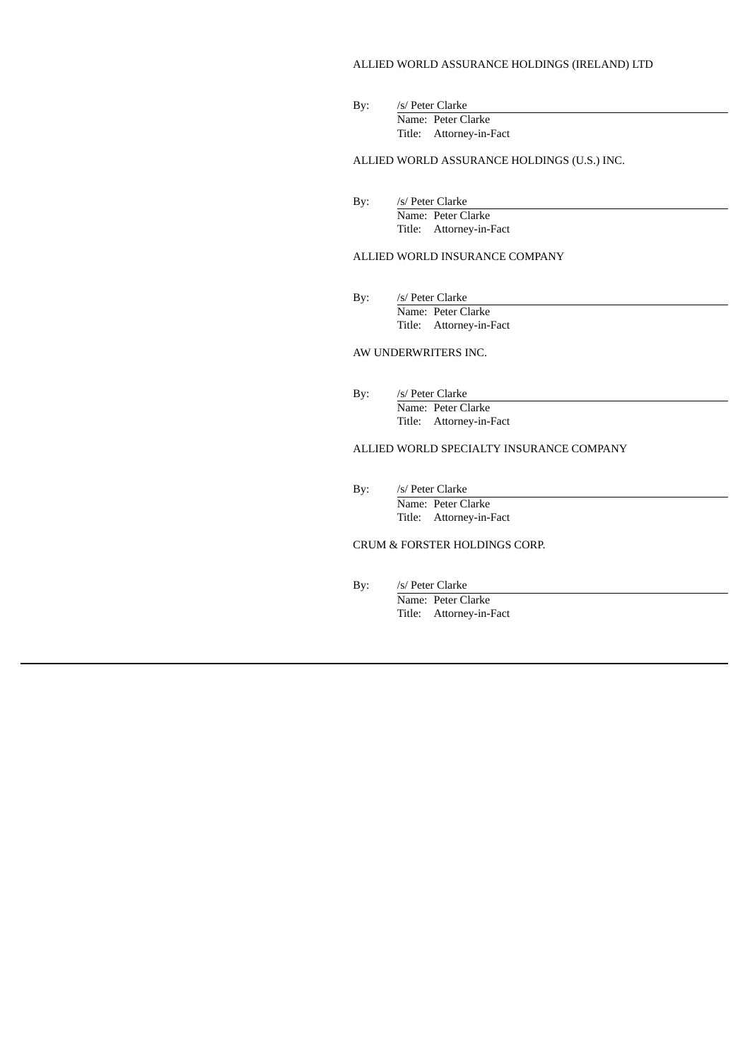ALLIED WORLD ASSURANCE HOLDINGS (IRELAND) LTD

By: /s/ Peter Clarke
Name: Peter Clarke
Title: Attorney-in-Fact

ALLIED WORLD ASSURANCE HOLDINGS (U.S.) INC.

By: /s/ Peter Clarke
Name: Peter Clarke
Title: Attorney-in-Fact

ALLIED WORLD INSURANCE COMPANY

By: /s/ Peter Clarke
Name: Peter Clarke
Title: Attorney-in-Fact

AW UNDERWRITERS INC.

By: /s/ Peter Clarke
Name: Peter Clarke
Title: Attorney-in-Fact

ALLIED WORLD SPECIALTY INSURANCE COMPANY

By: /s/ Peter Clarke
Name: Peter Clarke
Title: Attorney-in-Fact

CRUM & FORSTER HOLDINGS CORP.

By: /s/ Peter Clarke
Name: Peter Clarke
Title: Attorney-in-Fact